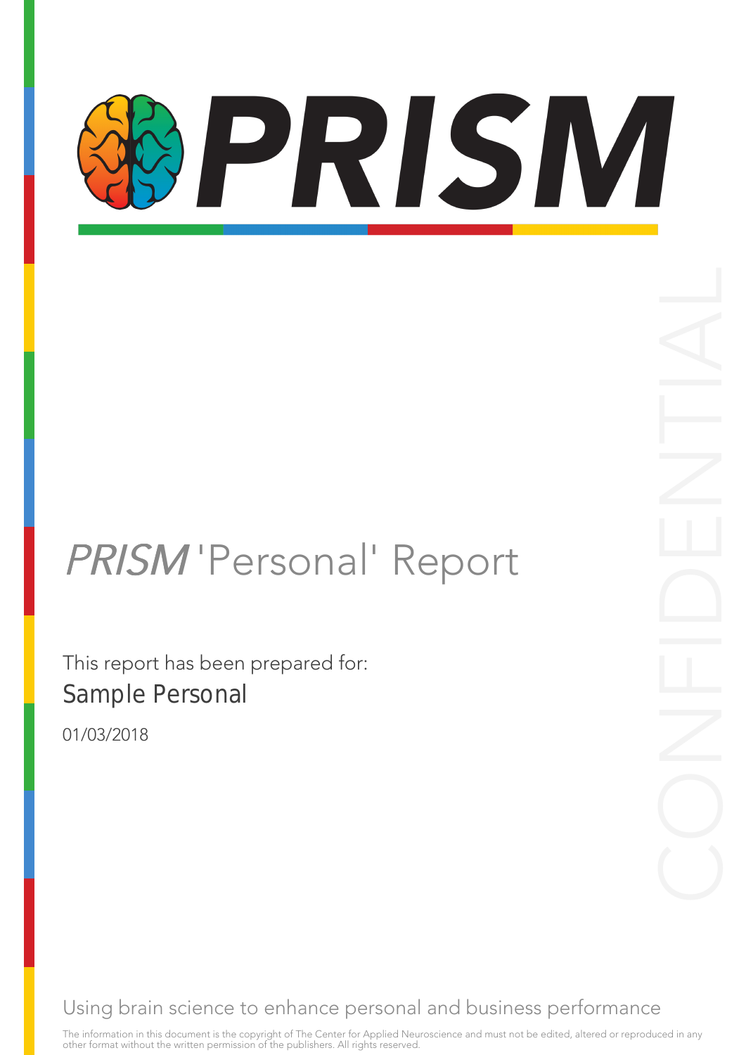# PRISM

## *PRISM* 'Personal' Report

This report has been prepared for:

Sample Personal

01/03/2018

CONFIDENTIAL

Using brain science to enhance personal and business performance

The information in this document is the copyright of The Center for Applied Neuroscience and must not be edited, altered or reproduced in any other format without the written permission of the publishers. All rights reserved.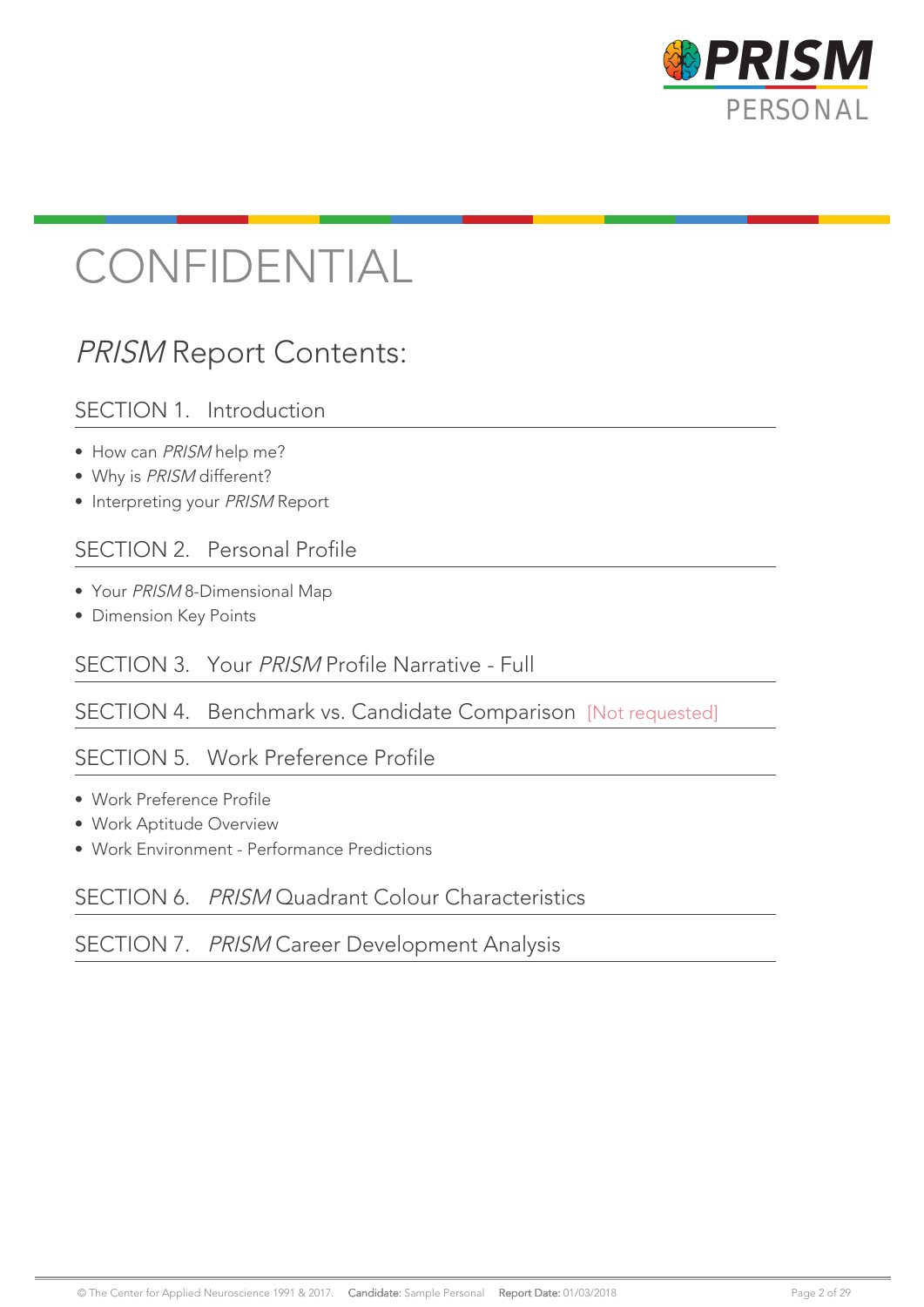# CONFIDENTIAL

## *PRISM* Report Contents:

### SECTION 1. Introduction

- How can *PRISM* help me?
- Why is *PRISM* different?
- Interpreting your *PRISM* Report

### SECTION 2. Personal Profile

- Your *PRISM* 8-Dimensional Map
- Dimension Key Points

### SECTION 3. Your *PRISM* Profile Narrative - Full

### SECTION 4. Benchmark vs. Candidate Comparison [Not requested]

### SECTION 5. Work Preference Profile

- Work Preference Profile
- Work Aptitude Overview
- Work Environment - Performance Predictions

### SECTION 6. *PRISM* Quadrant Colour Characteristics

### SECTION 7. *PRISM* Career Development Analysis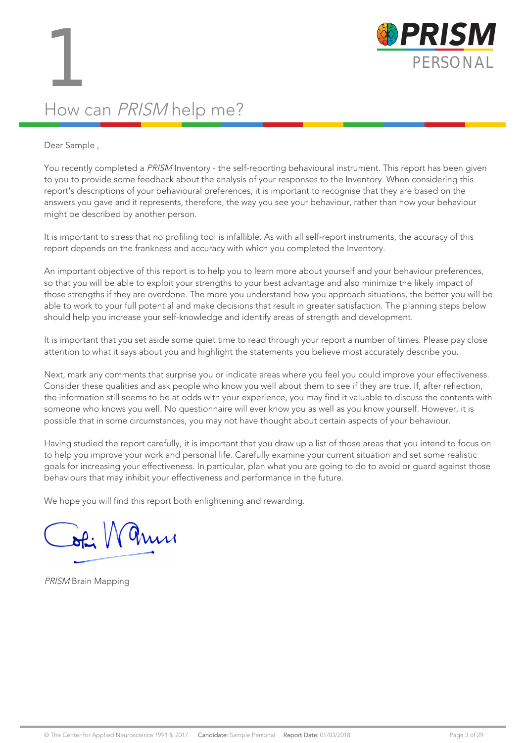# 1

## How can *PRISM* help me?

Dear Sample ,

You recently completed a *PRISM* Inventory - the self-reporting behavioural instrument. This report has been given to you to provide some feedback about the analysis of your responses to the Inventory. When considering this report's descriptions of your behavioural preferences, it is important to recognise that they are based on the answers you gave and it represents, therefore, the way you see your behaviour, rather than how your behaviour might be described by another person.

It is important to stress that no profiling tool is infallible. As with all self-report instruments, the accuracy of this report depends on the frankness and accuracy with which you completed the Inventory.

An important objective of this report is to help you to learn more about yourself and your behaviour preferences, so that you will be able to exploit your strengths to your best advantage and also minimize the likely impact of those strengths if they are overdone. The more you understand how you approach situations, the better you will be able to work to your full potential and make decisions that result in greater satisfaction. The planning steps below should help you increase your self-knowledge and identify areas of strength and development.

It is important that you set aside some quiet time to read through your report a number of times. Please pay close attention to what it says about you and highlight the statements you believe most accurately describe you.

Next, mark any comments that surprise you or indicate areas where you feel you could improve your effectiveness. Consider these qualities and ask people who know you well about them to see if they are true. If, after reflection, the information still seems to be at odds with your experience, you may find it valuable to discuss the contents with someone who knows you well. No questionnaire will ever know you as well as you know yourself. However, it is possible that in some circumstances, you may not have thought about certain aspects of your behaviour.

Having studied the report carefully, it is important that you draw up a list of those areas that you intend to focus on to help you improve your work and personal life. Carefully examine your current situation and set some realistic goals for increasing your effectiveness. In particular, plan what you are going to do to avoid or guard against those behaviours that may inhibit your effectiveness and performance in the future.

We hope you will find this report both enlightening and rewarding.

*PRISM* Brain Mapping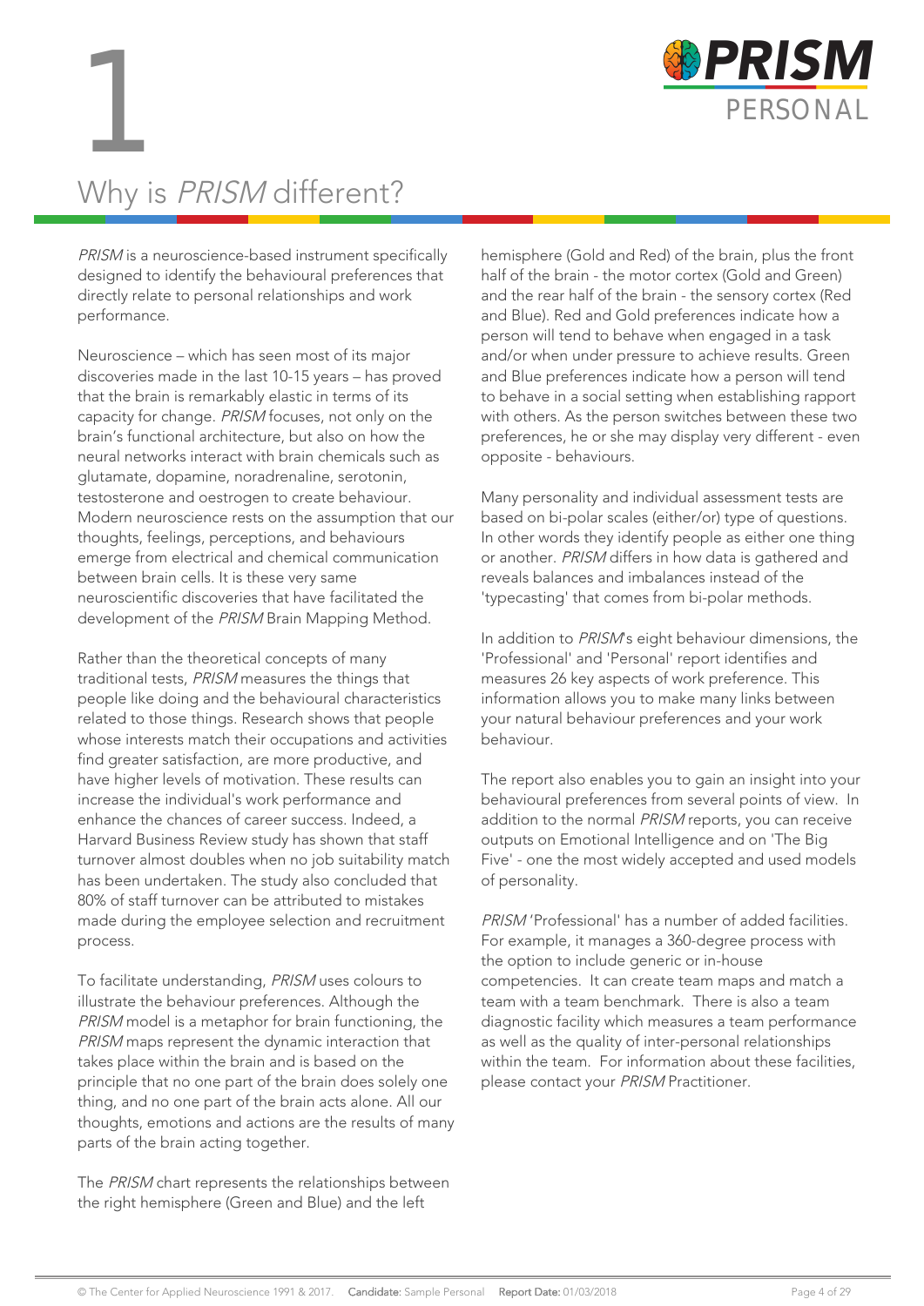# 1

## Why is *PRISM* different?

*PRISM* is a neuroscience-based instrument specifically designed to identify the behavioural preferences that directly relate to personal relationships and work performance.

Neuroscience – which has seen most of its major discoveries made in the last 10-15 years – has proved that the brain is remarkably elastic in terms of its capacity for change. *PRISM* focuses, not only on the brain's functional architecture, but also on how the neural networks interact with brain chemicals such as glutamate, dopamine, noradrenaline, serotonin, testosterone and oestrogen to create behaviour. Modern neuroscience rests on the assumption that our thoughts, feelings, perceptions, and behaviours emerge from electrical and chemical communication between brain cells. It is these very same neuroscientific discoveries that have facilitated the development of the *PRISM* Brain Mapping Method.

Rather than the theoretical concepts of many traditional tests, *PRISM* measures the things that people like doing and the behavioural characteristics related to those things. Research shows that people whose interests match their occupations and activities find greater satisfaction, are more productive, and have higher levels of motivation. These results can increase the individual's work performance and enhance the chances of career success. Indeed, a Harvard Business Review study has shown that staff turnover almost doubles when no job suitability match has been undertaken. The study also concluded that 80% of staff turnover can be attributed to mistakes made during the employee selection and recruitment process.

To facilitate understanding, *PRISM* uses colours to illustrate the behaviour preferences. Although the *PRISM* model is a metaphor for brain functioning, the *PRISM* maps represent the dynamic interaction that takes place within the brain and is based on the principle that no one part of the brain does solely one thing, and no one part of the brain acts alone. All our thoughts, emotions and actions are the results of many parts of the brain acting together.

The *PRISM* chart represents the relationships between the right hemisphere (Green and Blue) and the left hemisphere (Gold and Red) of the brain, plus the front half of the brain - the motor cortex (Gold and Green) and the rear half of the brain - the sensory cortex (Red and Blue). Red and Gold preferences indicate how a person will tend to behave when engaged in a task and/or when under pressure to achieve results. Green and Blue preferences indicate how a person will tend to behave in a social setting when establishing rapport with others. As the person switches between these two preferences, he or she may display very different - even opposite - behaviours.

Many personality and individual assessment tests are based on bi-polar scales (either/or) type of questions. In other words they identify people as either one thing or another. *PRISM* differs in how data is gathered and reveals balances and imbalances instead of the 'typecasting' that comes from bi-polar methods.

In addition to *PRISM*'s eight behaviour dimensions, the 'Professional' and 'Personal' report identifies and measures 26 key aspects of work preference. This information allows you to make many links between your natural behaviour preferences and your work behaviour.

The report also enables you to gain an insight into your behavioural preferences from several points of view. In addition to the normal *PRISM* reports, you can receive outputs on Emotional Intelligence and on 'The Big Five' - one the most widely accepted and used models of personality.

*PRISM* 'Professional' has a number of added facilities. For example, it manages a 360-degree process with the option to include generic or in-house competencies. It can create team maps and match a team with a team benchmark. There is also a team diagnostic facility which measures a team performance as well as the quality of inter-personal relationships within the team. For information about these facilities, please contact your *PRISM* Practitioner.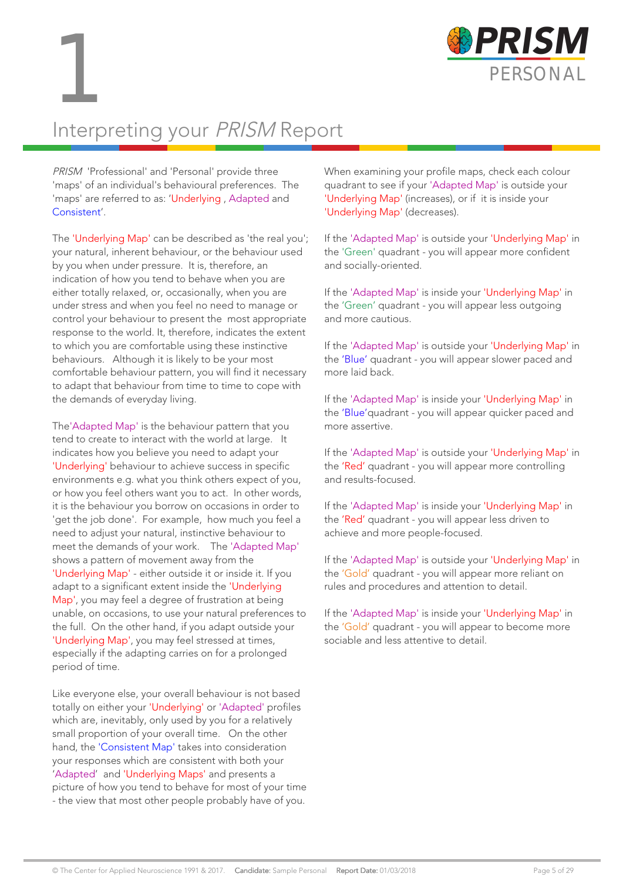# 1

# Interpreting your *PRISM* Report

*PRISM* 'Professional' and 'Personal' provide three 'maps' of an individual's behavioural preferences. The 'maps' are referred to as: 'Underlying , Adapted and Consistent'.

The 'Underlying Map' can be described as 'the real you'; your natural, inherent behaviour, or the behaviour used by you when under pressure. It is, therefore, an indication of how you tend to behave when you are either totally relaxed, or, occasionally, when you are under stress and when you feel no need to manage or control your behaviour to present the most appropriate response to the world. It, therefore, indicates the extent to which you are comfortable using these instinctive behaviours. Although it is likely to be your most comfortable behaviour pattern, you will find it necessary to adapt that behaviour from time to time to cope with the demands of everyday living.

The'Adapted Map' is the behaviour pattern that you tend to create to interact with the world at large. It indicates how you believe you need to adapt your 'Underlying' behaviour to achieve success in specific environments e.g. what you think others expect of you, or how you feel others want you to act. In other words, it is the behaviour you borrow on occasions in order to 'get the job done'. For example, how much you feel a need to adjust your natural, instinctive behaviour to meet the demands of your work. The 'Adapted Map' shows a pattern of movement away from the 'Underlying Map' - either outside it or inside it. If you adapt to a significant extent inside the 'Underlying Map', you may feel a degree of frustration at being unable, on occasions, to use your natural preferences to the full. On the other hand, if you adapt outside your 'Underlying Map', you may feel stressed at times, especially if the adapting carries on for a prolonged period of time.

Like everyone else, your overall behaviour is not based totally on either your 'Underlying' or 'Adapted' profiles which are, inevitably, only used by you for a relatively small proportion of your overall time. On the other hand, the 'Consistent Map' takes into consideration your responses which are consistent with both your 'Adapted' and 'Underlying Maps' and presents a picture of how you tend to behave for most of your time - the view that most other people probably have of you.

When examining your profile maps, check each colour quadrant to see if your 'Adapted Map' is outside your 'Underlying Map' (increases), or if it is inside your 'Underlying Map' (decreases).

If the 'Adapted Map' is outside your 'Underlying Map' in the 'Green' quadrant - you will appear more confident and socially-oriented.

If the 'Adapted Map' is inside your 'Underlying Map' in the 'Green' quadrant - you will appear less outgoing and more cautious.

If the 'Adapted Map' is outside your 'Underlying Map' in the 'Blue' quadrant - you will appear slower paced and more laid back.

If the 'Adapted Map' is inside your 'Underlying Map' in the 'Blue'quadrant - you will appear quicker paced and more assertive.

If the 'Adapted Map' is outside your 'Underlying Map' in the 'Red' quadrant - you will appear more controlling and results-focused.

If the 'Adapted Map' is inside your 'Underlying Map' in the 'Red' quadrant - you will appear less driven to achieve and more people-focused.

If the 'Adapted Map' is outside your 'Underlying Map' in the 'Gold' quadrant - you will appear more reliant on rules and procedures and attention to detail.

If the 'Adapted Map' is inside your 'Underlying Map' in the 'Gold' quadrant - you will appear to become more sociable and less attentive to detail.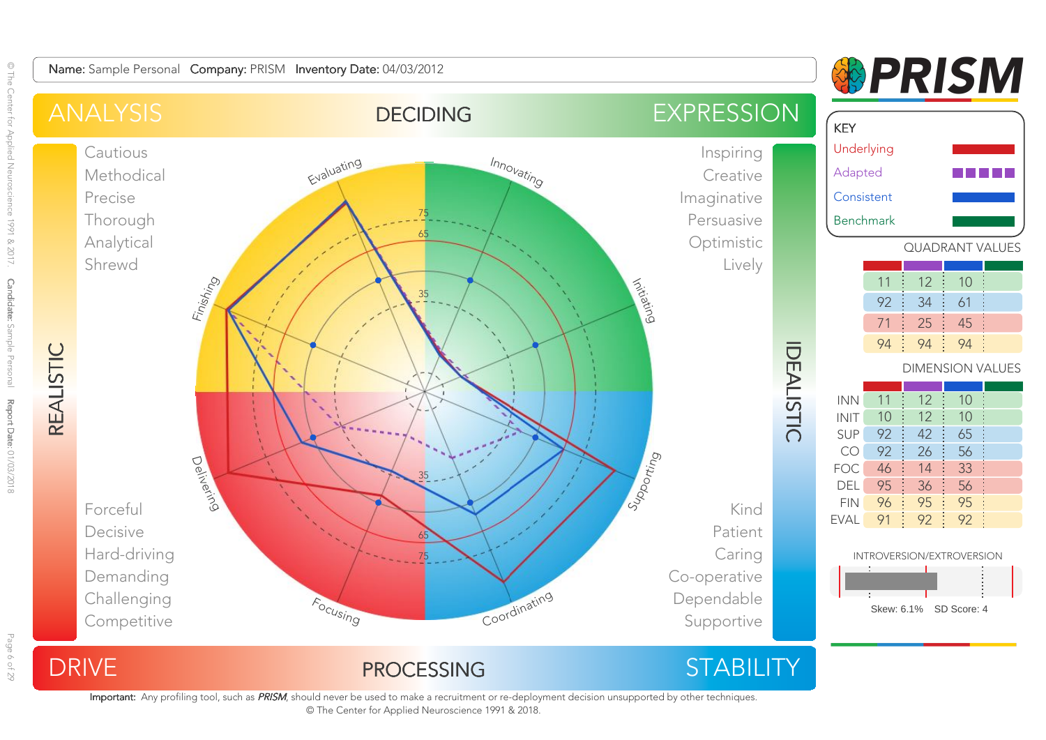**Name:** Sample Personal **Company:** PRISM **Inventory Date:** 04/03/2012

# PRISM

ANALYSIS — DECIDING — EXPRESSION

REALISTIC

Cautious
Methodical
Precise
Thorough
Analytical
Shrewd

Inspiring
Creative
Imaginative
Persuasive
Optimistic
Lively

IDEALISTIC

Forceful
Decisive
Hard-driving
Demanding
Challenging
Competitive

Kind
Patient
Caring
Co-operative
Dependable
Supportive

DRIVE — PROCESSING — STABILITY

Evaluating, Innovating, Initiating, Supporting, Coordinating, Focusing, Delivering, Finishing

**KEY**

- Underlying
- Adapted
- Consistent
- Benchmark

**QUADRANT VALUES**

| Underlying | Adapted | Consistent | Benchmark |
|---|---|---|---|
| 11 | 12 | 10 | |
| 92 | 34 | 61 | |
| 71 | 25 | 45 | |
| 94 | 94 | 94 | |

**DIMENSION VALUES**

| | Underlying | Adapted | Consistent | Benchmark |
|---|---|---|---|---|
| INN | 11 | 12 | 10 | |
| INIT | 10 | 12 | 10 | |
| SUP | 92 | 42 | 65 | |
| CO | 92 | 26 | 56 | |
| FOC | 46 | 14 | 33 | |
| DEL | 95 | 36 | 56 | |
| FIN | 96 | 95 | 95 | |
| EVAL | 91 | 92 | 92 | |

INTROVERSION/EXTROVERSION

Skew: 6.1% SD Score: 4

**Important:** Any profiling tool, such as *PRISM*, should never be used to make a recruitment or re-deployment decision unsupported by other techniques.

© The Center for Applied Neuroscience 1991 & 2018.

© The Center for Applied Neuroscience 1991 & 2017. **Candidate:** Sample Personal **Report Date:** 01/03/2018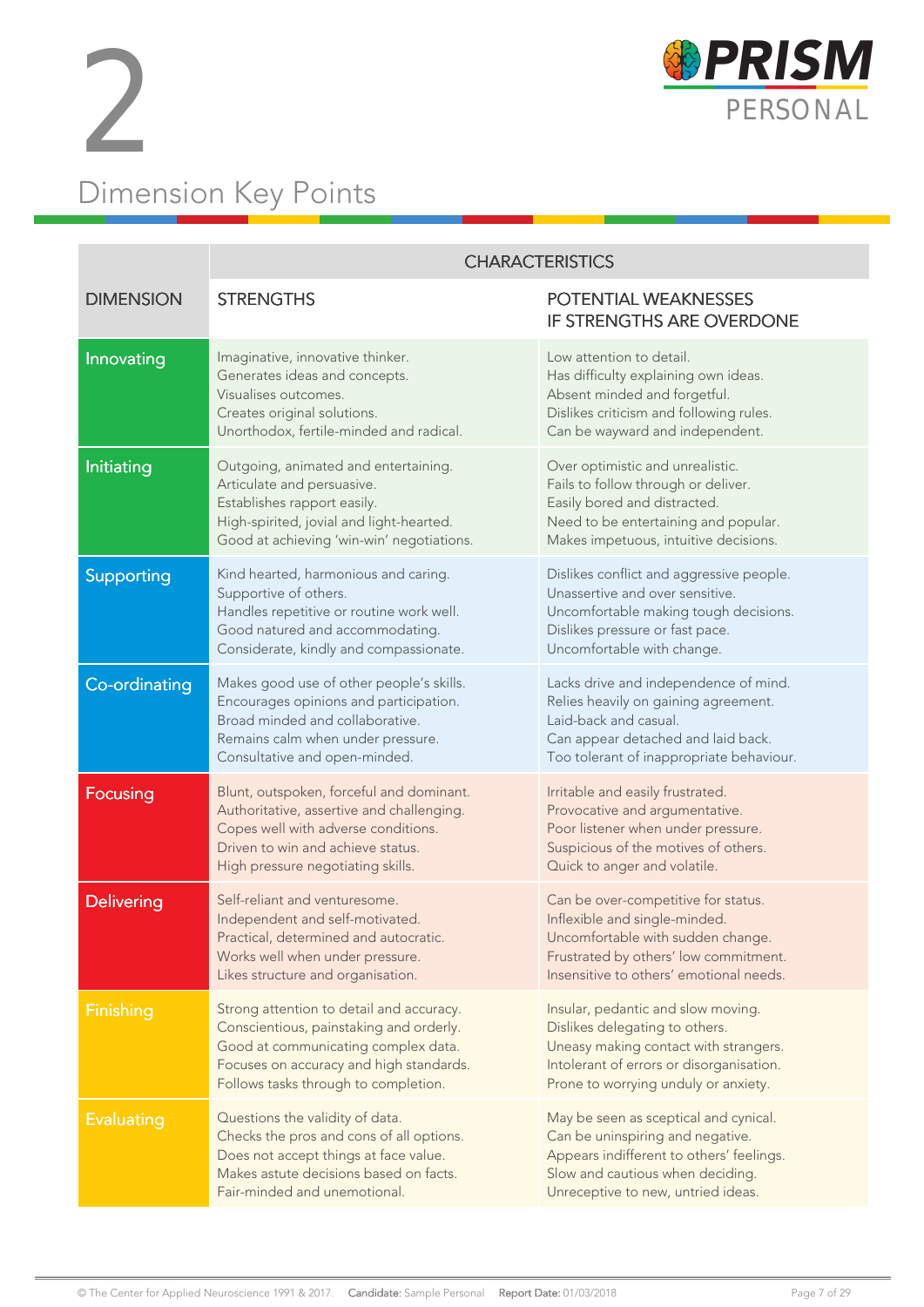# 2

## Dimension Key Points

| DIMENSION | CHARACTERISTICS | |
|---|---|---|
| | STRENGTHS | POTENTIAL WEAKNESSES IF STRENGTHS ARE OVERDONE |
| Innovating | Imaginative, innovative thinker.<br>Generates ideas and concepts.<br>Visualises outcomes.<br>Creates original solutions.<br>Unorthodox, fertile-minded and radical. | Low attention to detail.<br>Has difficulty explaining own ideas.<br>Absent minded and forgetful.<br>Dislikes criticism and following rules.<br>Can be wayward and independent. |
| Initiating | Outgoing, animated and entertaining.<br>Articulate and persuasive.<br>Establishes rapport easily.<br>High-spirited, jovial and light-hearted.<br>Good at achieving 'win-win' negotiations. | Over optimistic and unrealistic.<br>Fails to follow through or deliver.<br>Easily bored and distracted.<br>Need to be entertaining and popular.<br>Makes impetuous, intuitive decisions. |
| Supporting | Kind hearted, harmonious and caring.<br>Supportive of others.<br>Handles repetitive or routine work well.<br>Good natured and accommodating.<br>Considerate, kindly and compassionate. | Dislikes conflict and aggressive people.<br>Unassertive and over sensitive.<br>Uncomfortable making tough decisions.<br>Dislikes pressure or fast pace.<br>Uncomfortable with change. |
| Co-ordinating | Makes good use of other people's skills.<br>Encourages opinions and participation.<br>Broad minded and collaborative.<br>Remains calm when under pressure.<br>Consultative and open-minded. | Lacks drive and independence of mind.<br>Relies heavily on gaining agreement.<br>Laid-back and casual.<br>Can appear detached and laid back.<br>Too tolerant of inappropriate behaviour. |
| Focusing | Blunt, outspoken, forceful and dominant.<br>Authoritative, assertive and challenging.<br>Copes well with adverse conditions.<br>Driven to win and achieve status.<br>High pressure negotiating skills. | Irritable and easily frustrated.<br>Provocative and argumentative.<br>Poor listener when under pressure.<br>Suspicious of the motives of others.<br>Quick to anger and volatile. |
| Delivering | Self-reliant and venturesome.<br>Independent and self-motivated.<br>Practical, determined and autocratic.<br>Works well when under pressure.<br>Likes structure and organisation. | Can be over-competitive for status.<br>Inflexible and single-minded.<br>Uncomfortable with sudden change.<br>Frustrated by others' low commitment.<br>Insensitive to others' emotional needs. |
| Finishing | Strong attention to detail and accuracy.<br>Conscientious, painstaking and orderly.<br>Good at communicating complex data.<br>Focuses on accuracy and high standards.<br>Follows tasks through to completion. | Insular, pedantic and slow moving.<br>Dislikes delegating to others.<br>Uneasy making contact with strangers.<br>Intolerant of errors or disorganisation.<br>Prone to worrying unduly or anxiety. |
| Evaluating | Questions the validity of data.<br>Checks the pros and cons of all options.<br>Does not accept things at face value.<br>Makes astute decisions based on facts.<br>Fair-minded and unemotional. | May be seen as sceptical and cynical.<br>Can be uninspiring and negative.<br>Appears indifferent to others' feelings.<br>Slow and cautious when deciding.<br>Unreceptive to new, untried ideas. |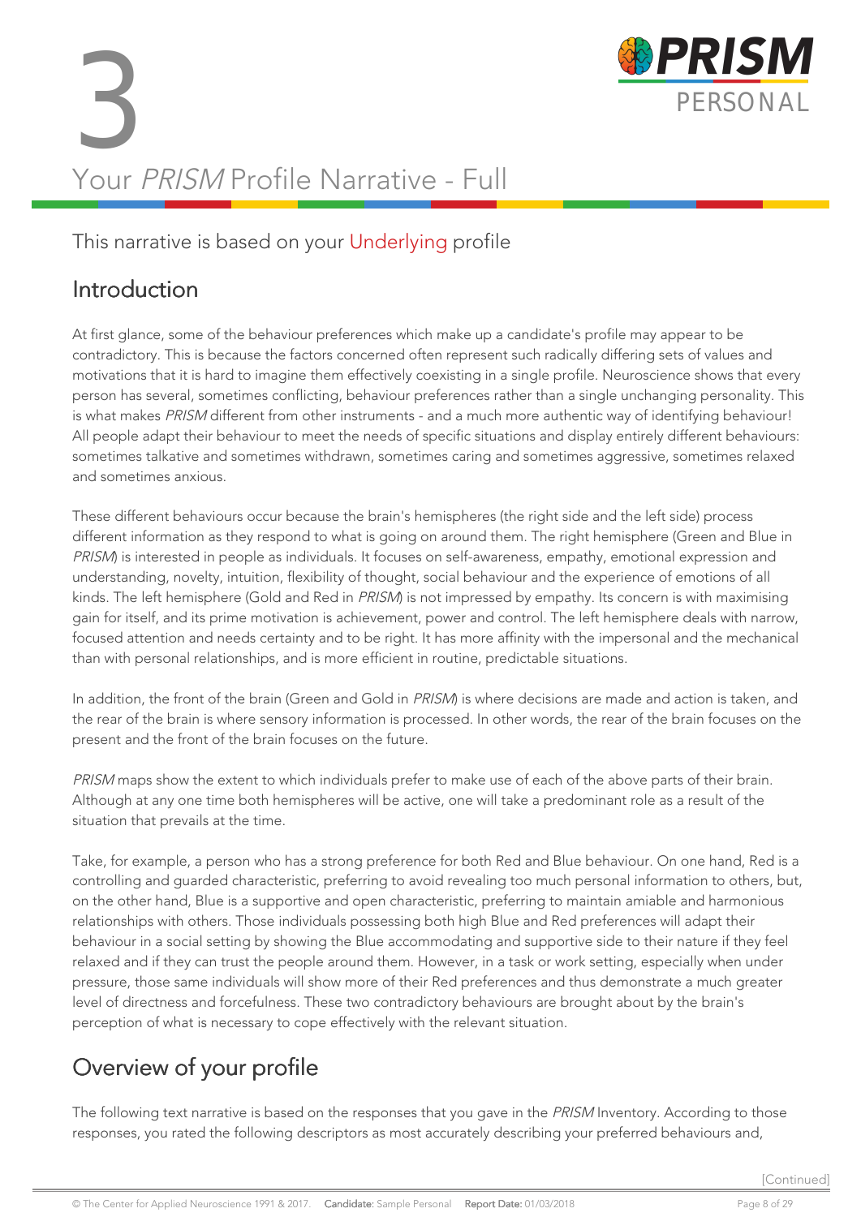# 3

## Your *PRISM* Profile Narrative - Full

This narrative is based on your Underlying profile

## Introduction

At first glance, some of the behaviour preferences which make up a candidate's profile may appear to be contradictory. This is because the factors concerned often represent such radically differing sets of values and motivations that it is hard to imagine them effectively coexisting in a single profile. Neuroscience shows that every person has several, sometimes conflicting, behaviour preferences rather than a single unchanging personality. This is what makes *PRISM* different from other instruments - and a much more authentic way of identifying behaviour! All people adapt their behaviour to meet the needs of specific situations and display entirely different behaviours: sometimes talkative and sometimes withdrawn, sometimes caring and sometimes aggressive, sometimes relaxed and sometimes anxious.

These different behaviours occur because the brain's hemispheres (the right side and the left side) process different information as they respond to what is going on around them. The right hemisphere (Green and Blue in *PRISM*) is interested in people as individuals. It focuses on self-awareness, empathy, emotional expression and understanding, novelty, intuition, flexibility of thought, social behaviour and the experience of emotions of all kinds. The left hemisphere (Gold and Red in *PRISM*) is not impressed by empathy. Its concern is with maximising gain for itself, and its prime motivation is achievement, power and control. The left hemisphere deals with narrow, focused attention and needs certainty and to be right. It has more affinity with the impersonal and the mechanical than with personal relationships, and is more efficient in routine, predictable situations.

In addition, the front of the brain (Green and Gold in *PRISM*) is where decisions are made and action is taken, and the rear of the brain is where sensory information is processed. In other words, the rear of the brain focuses on the present and the front of the brain focuses on the future.

*PRISM* maps show the extent to which individuals prefer to make use of each of the above parts of their brain. Although at any one time both hemispheres will be active, one will take a predominant role as a result of the situation that prevails at the time.

Take, for example, a person who has a strong preference for both Red and Blue behaviour. On one hand, Red is a controlling and guarded characteristic, preferring to avoid revealing too much personal information to others, but, on the other hand, Blue is a supportive and open characteristic, preferring to maintain amiable and harmonious relationships with others. Those individuals possessing both high Blue and Red preferences will adapt their behaviour in a social setting by showing the Blue accommodating and supportive side to their nature if they feel relaxed and if they can trust the people around them. However, in a task or work setting, especially when under pressure, those same individuals will show more of their Red preferences and thus demonstrate a much greater level of directness and forcefulness. These two contradictory behaviours are brought about by the brain's perception of what is necessary to cope effectively with the relevant situation.

## Overview of your profile

The following text narrative is based on the responses that you gave in the *PRISM* Inventory. According to those responses, you rated the following descriptors as most accurately describing your preferred behaviours and,

[Continued]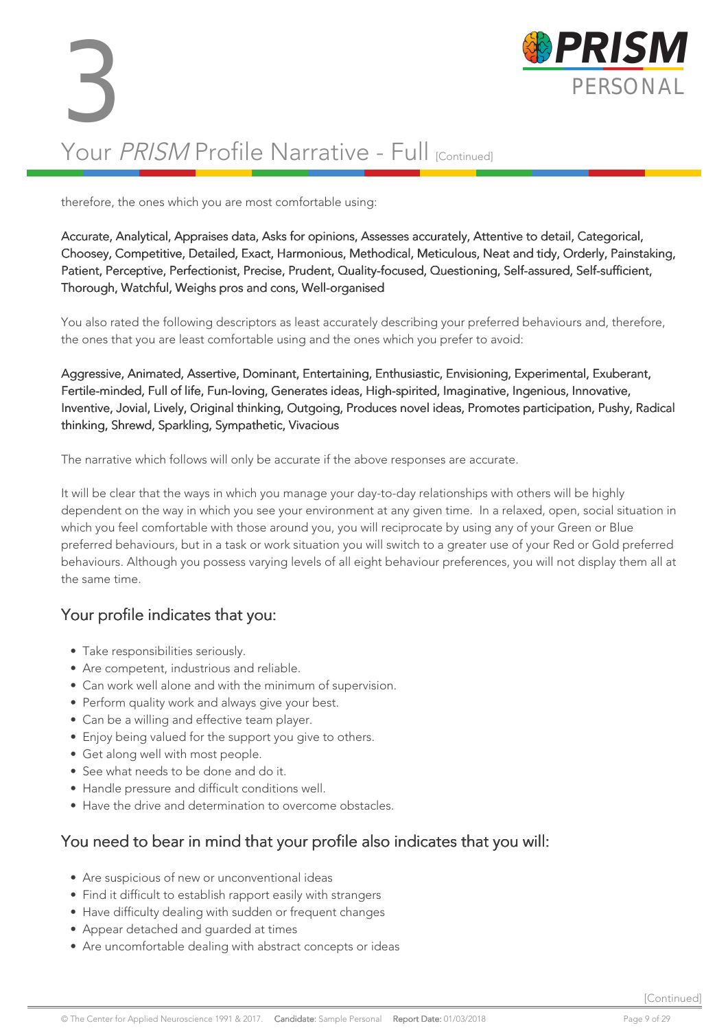# 3

## Your *PRISM* Profile Narrative - Full [Continued]

therefore, the ones which you are most comfortable using:

Accurate, Analytical, Appraises data, Asks for opinions, Assesses accurately, Attentive to detail, Categorical, Choosey, Competitive, Detailed, Exact, Harmonious, Methodical, Meticulous, Neat and tidy, Orderly, Painstaking, Patient, Perceptive, Perfectionist, Precise, Prudent, Quality-focused, Questioning, Self-assured, Self-sufficient, Thorough, Watchful, Weighs pros and cons, Well-organised

You also rated the following descriptors as least accurately describing your preferred behaviours and, therefore, the ones that you are least comfortable using and the ones which you prefer to avoid:

Aggressive, Animated, Assertive, Dominant, Entertaining, Enthusiastic, Envisioning, Experimental, Exuberant, Fertile-minded, Full of life, Fun-loving, Generates ideas, High-spirited, Imaginative, Ingenious, Innovative, Inventive, Jovial, Lively, Original thinking, Outgoing, Produces novel ideas, Promotes participation, Pushy, Radical thinking, Shrewd, Sparkling, Sympathetic, Vivacious

The narrative which follows will only be accurate if the above responses are accurate.

It will be clear that the ways in which you manage your day-to-day relationships with others will be highly dependent on the way in which you see your environment at any given time. In a relaxed, open, social situation in which you feel comfortable with those around you, you will reciprocate by using any of your Green or Blue preferred behaviours, but in a task or work situation you will switch to a greater use of your Red or Gold preferred behaviours. Although you possess varying levels of all eight behaviour preferences, you will not display them all at the same time.

### Your profile indicates that you:

- Take responsibilities seriously.
- Are competent, industrious and reliable.
- Can work well alone and with the minimum of supervision.
- Perform quality work and always give your best.
- Can be a willing and effective team player.
- Enjoy being valued for the support you give to others.
- Get along well with most people.
- See what needs to be done and do it.
- Handle pressure and difficult conditions well.
- Have the drive and determination to overcome obstacles.

### You need to bear in mind that your profile also indicates that you will:

- Are suspicious of new or unconventional ideas
- Find it difficult to establish rapport easily with strangers
- Have difficulty dealing with sudden or frequent changes
- Appear detached and guarded at times
- Are uncomfortable dealing with abstract concepts or ideas

[Continued]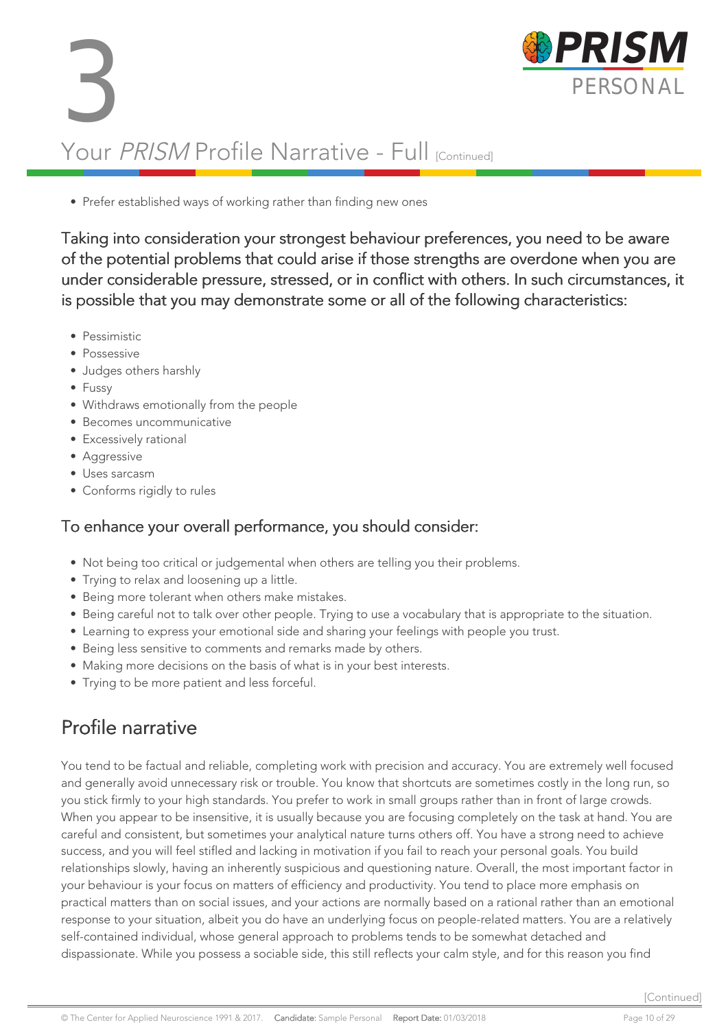# 3

## Your *PRISM* Profile Narrative - Full [Continued]

- Prefer established ways of working rather than finding new ones

### Taking into consideration your strongest behaviour preferences, you need to be aware of the potential problems that could arise if those strengths are overdone when you are under considerable pressure, stressed, or in conflict with others. In such circumstances, it is possible that you may demonstrate some or all of the following characteristics:

- Pessimistic
- Possessive
- Judges others harshly
- Fussy
- Withdraws emotionally from the people
- Becomes uncommunicative
- Excessively rational
- Aggressive
- Uses sarcasm
- Conforms rigidly to rules

### To enhance your overall performance, you should consider:

- Not being too critical or judgemental when others are telling you their problems.
- Trying to relax and loosening up a little.
- Being more tolerant when others make mistakes.
- Being careful not to talk over other people. Trying to use a vocabulary that is appropriate to the situation.
- Learning to express your emotional side and sharing your feelings with people you trust.
- Being less sensitive to comments and remarks made by others.
- Making more decisions on the basis of what is in your best interests.
- Trying to be more patient and less forceful.

## Profile narrative

You tend to be factual and reliable, completing work with precision and accuracy. You are extremely well focused and generally avoid unnecessary risk or trouble. You know that shortcuts are sometimes costly in the long run, so you stick firmly to your high standards. You prefer to work in small groups rather than in front of large crowds. When you appear to be insensitive, it is usually because you are focusing completely on the task at hand. You are careful and consistent, but sometimes your analytical nature turns others off. You have a strong need to achieve success, and you will feel stifled and lacking in motivation if you fail to reach your personal goals. You build relationships slowly, having an inherently suspicious and questioning nature. Overall, the most important factor in your behaviour is your focus on matters of efficiency and productivity. You tend to place more emphasis on practical matters than on social issues, and your actions are normally based on a rational rather than an emotional response to your situation, albeit you do have an underlying focus on people-related matters. You are a relatively self-contained individual, whose general approach to problems tends to be somewhat detached and dispassionate. While you possess a sociable side, this still reflects your calm style, and for this reason you find

[Continued]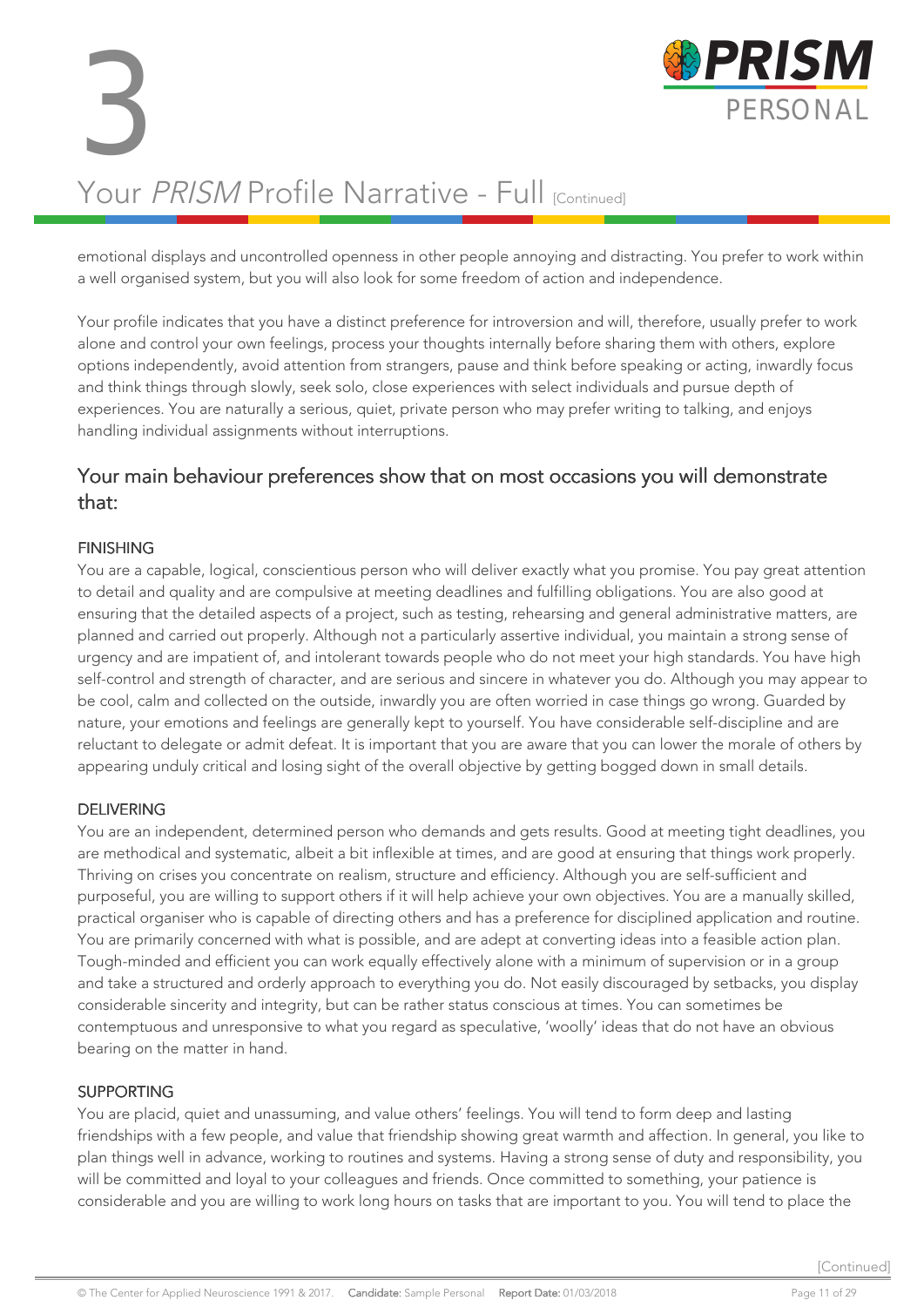emotional displays and uncontrolled openness in other people annoying and distracting. You prefer to work within a well organised system, but you will also look for some freedom of action and independence.

Your profile indicates that you have a distinct preference for introversion and will, therefore, usually prefer to work alone and control your own feelings, process your thoughts internally before sharing them with others, explore options independently, avoid attention from strangers, pause and think before speaking or acting, inwardly focus and think things through slowly, seek solo, close experiences with select individuals and pursue depth of experiences. You are naturally a serious, quiet, private person who may prefer writing to talking, and enjoys handling individual assignments without interruptions.

## Your main behaviour preferences show that on most occasions you will demonstrate that:

### FINISHING

You are a capable, logical, conscientious person who will deliver exactly what you promise. You pay great attention to detail and quality and are compulsive at meeting deadlines and fulfilling obligations. You are also good at ensuring that the detailed aspects of a project, such as testing, rehearsing and general administrative matters, are planned and carried out properly. Although not a particularly assertive individual, you maintain a strong sense of urgency and are impatient of, and intolerant towards people who do not meet your high standards. You have high self-control and strength of character, and are serious and sincere in whatever you do. Although you may appear to be cool, calm and collected on the outside, inwardly you are often worried in case things go wrong. Guarded by nature, your emotions and feelings are generally kept to yourself. You have considerable self-discipline and are reluctant to delegate or admit defeat. It is important that you are aware that you can lower the morale of others by appearing unduly critical and losing sight of the overall objective by getting bogged down in small details.

### DELIVERING

You are an independent, determined person who demands and gets results. Good at meeting tight deadlines, you are methodical and systematic, albeit a bit inflexible at times, and are good at ensuring that things work properly. Thriving on crises you concentrate on realism, structure and efficiency. Although you are self-sufficient and purposeful, you are willing to support others if it will help achieve your own objectives. You are a manually skilled, practical organiser who is capable of directing others and has a preference for disciplined application and routine. You are primarily concerned with what is possible, and are adept at converting ideas into a feasible action plan. Tough-minded and efficient you can work equally effectively alone with a minimum of supervision or in a group and take a structured and orderly approach to everything you do. Not easily discouraged by setbacks, you display considerable sincerity and integrity, but can be rather status conscious at times. You can sometimes be contemptuous and unresponsive to what you regard as speculative, 'woolly' ideas that do not have an obvious bearing on the matter in hand.

### SUPPORTING

You are placid, quiet and unassuming, and value others' feelings. You will tend to form deep and lasting friendships with a few people, and value that friendship showing great warmth and affection. In general, you like to plan things well in advance, working to routines and systems. Having a strong sense of duty and responsibility, you will be committed and loyal to your colleagues and friends. Once committed to something, your patience is considerable and you are willing to work long hours on tasks that are important to you. You will tend to place the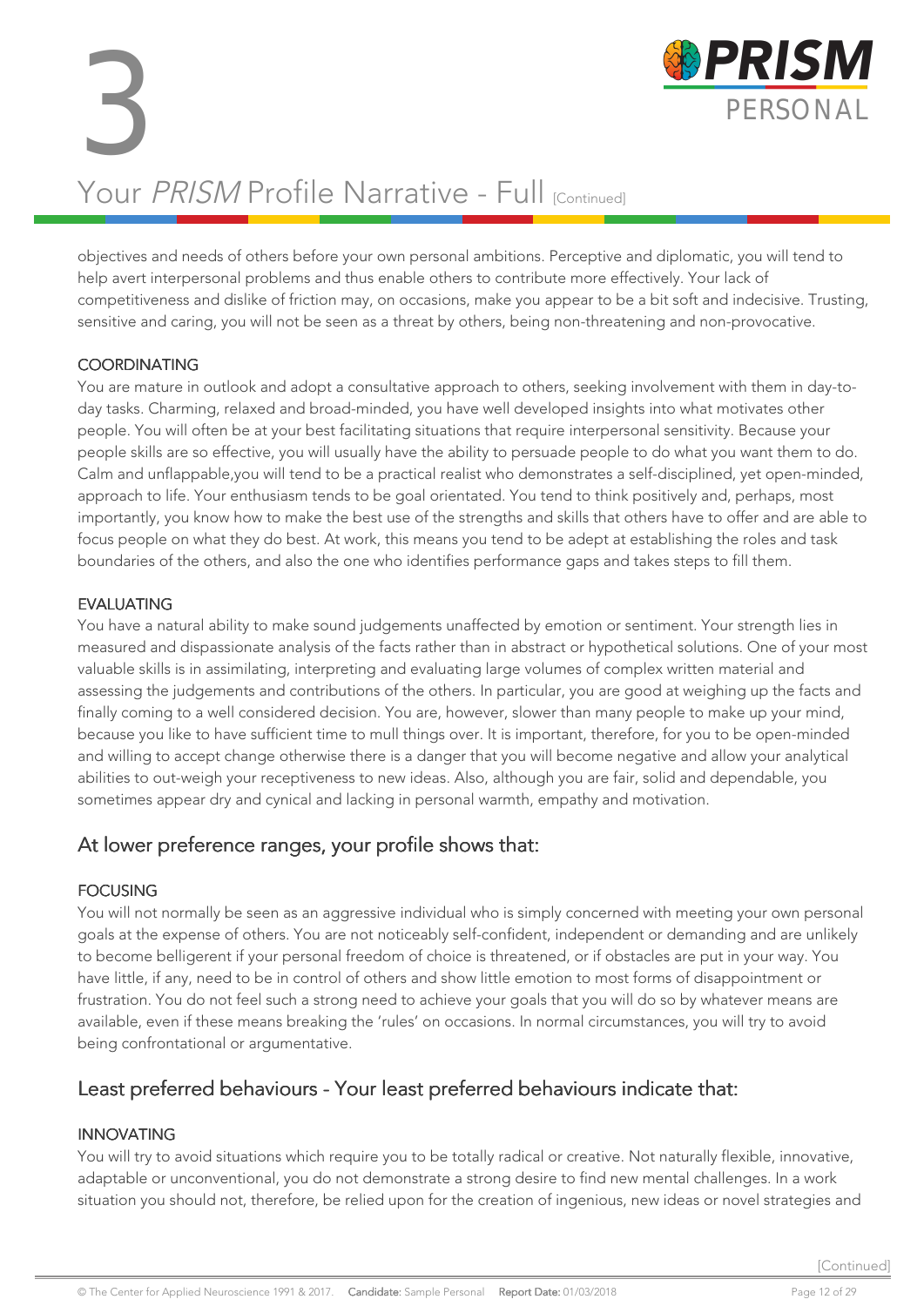# 3

## Your *PRISM* Profile Narrative - Full [Continued]

objectives and needs of others before your own personal ambitions. Perceptive and diplomatic, you will tend to help avert interpersonal problems and thus enable others to contribute more effectively. Your lack of competitiveness and dislike of friction may, on occasions, make you appear to be a bit soft and indecisive. Trusting, sensitive and caring, you will not be seen as a threat by others, being non-threatening and non-provocative.

#### COORDINATING

You are mature in outlook and adopt a consultative approach to others, seeking involvement with them in day-to-day tasks. Charming, relaxed and broad-minded, you have well developed insights into what motivates other people. You will often be at your best facilitating situations that require interpersonal sensitivity. Because your people skills are so effective, you will usually have the ability to persuade people to do what you want them to do. Calm and unflappable,you will tend to be a practical realist who demonstrates a self-disciplined, yet open-minded, approach to life. Your enthusiasm tends to be goal orientated. You tend to think positively and, perhaps, most importantly, you know how to make the best use of the strengths and skills that others have to offer and are able to focus people on what they do best. At work, this means you tend to be adept at establishing the roles and task boundaries of the others, and also the one who identifies performance gaps and takes steps to fill them.

#### EVALUATING

You have a natural ability to make sound judgements unaffected by emotion or sentiment. Your strength lies in measured and dispassionate analysis of the facts rather than in abstract or hypothetical solutions. One of your most valuable skills is in assimilating, interpreting and evaluating large volumes of complex written material and assessing the judgements and contributions of the others. In particular, you are good at weighing up the facts and finally coming to a well considered decision. You are, however, slower than many people to make up your mind, because you like to have sufficient time to mull things over. It is important, therefore, for you to be open-minded and willing to accept change otherwise there is a danger that you will become negative and allow your analytical abilities to out-weigh your receptiveness to new ideas. Also, although you are fair, solid and dependable, you sometimes appear dry and cynical and lacking in personal warmth, empathy and motivation.

### At lower preference ranges, your profile shows that:

#### FOCUSING

You will not normally be seen as an aggressive individual who is simply concerned with meeting your own personal goals at the expense of others. You are not noticeably self-confident, independent or demanding and are unlikely to become belligerent if your personal freedom of choice is threatened, or if obstacles are put in your way. You have little, if any, need to be in control of others and show little emotion to most forms of disappointment or frustration. You do not feel such a strong need to achieve your goals that you will do so by whatever means are available, even if these means breaking the 'rules' on occasions. In normal circumstances, you will try to avoid being confrontational or argumentative.

### Least preferred behaviours - Your least preferred behaviours indicate that:

#### INNOVATING

You will try to avoid situations which require you to be totally radical or creative. Not naturally flexible, innovative, adaptable or unconventional, you do not demonstrate a strong desire to find new mental challenges. In a work situation you should not, therefore, be relied upon for the creation of ingenious, new ideas or novel strategies and

[Continued]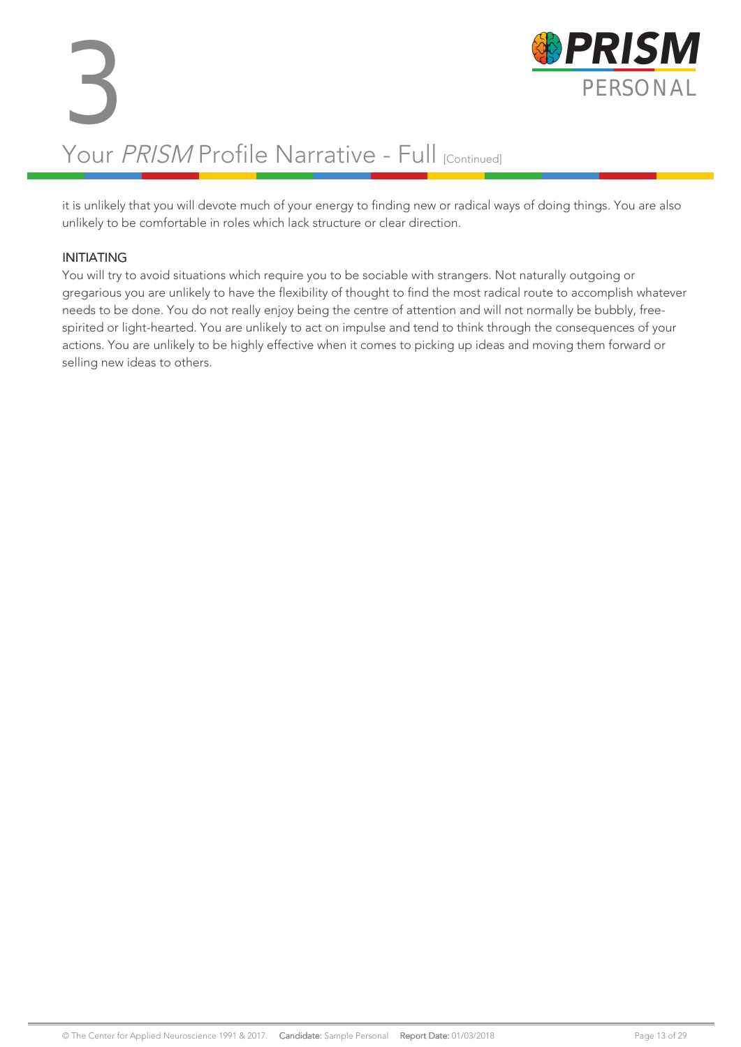# 3

## Your *PRISM* Profile Narrative - Full [Continued]

it is unlikely that you will devote much of your energy to finding new or radical ways of doing things. You are also unlikely to be comfortable in roles which lack structure or clear direction.

### INITIATING

You will try to avoid situations which require you to be sociable with strangers. Not naturally outgoing or gregarious you are unlikely to have the flexibility of thought to find the most radical route to accomplish whatever needs to be done. You do not really enjoy being the centre of attention and will not normally be bubbly, free-spirited or light-hearted. You are unlikely to act on impulse and tend to think through the consequences of your actions. You are unlikely to be highly effective when it comes to picking up ideas and moving them forward or selling new ideas to others.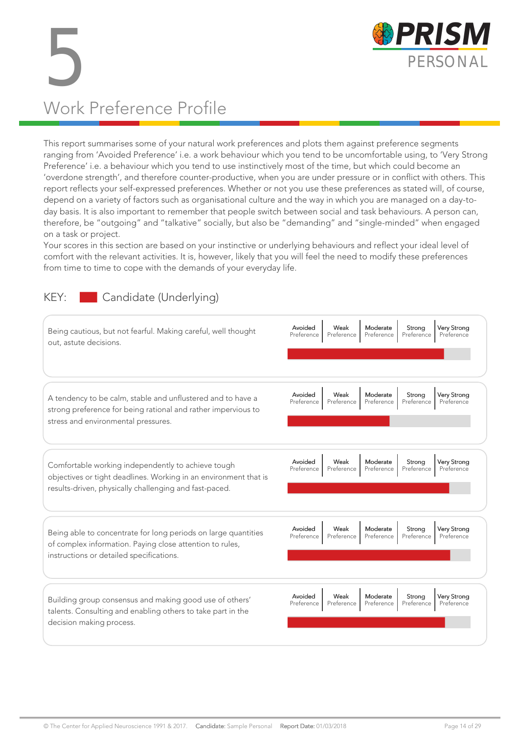# 5

# Work Preference Profile

This report summarises some of your natural work preferences and plots them against preference segments ranging from 'Avoided Preference' i.e. a work behaviour which you tend to be uncomfortable using, to 'Very Strong Preference' i.e. a behaviour which you tend to use instinctively most of the time, but which could become an 'overdone strength', and therefore counter-productive, when you are under pressure or in conflict with others. This report reflects your self-expressed preferences. Whether or not you use these preferences as stated will, of course, depend on a variety of factors such as organisational culture and the way in which you are managed on a day-to-day basis. It is also important to remember that people switch between social and task behaviours. A person can, therefore, be "outgoing" and "talkative" socially, but also be "demanding" and "single-minded" when engaged on a task or project.

Your scores in this section are based on your instinctive or underlying behaviours and reflect your ideal level of comfort with the relevant activities. It is, however, likely that you will feel the need to modify these preferences from time to time to cope with the demands of your everyday life.

KEY: Candidate (Underlying)

| Work Preference | Avoided Preference | Weak Preference | Moderate Preference | Strong Preference | Very Strong Preference |
|---|---|---|---|---|---|
| Being cautious, but not fearful. Making careful, well thought out, astute decisions. | | | | | |
| A tendency to be calm, stable and unflustered and to have a strong preference for being rational and rather impervious to stress and environmental pressures. | | | | | |
| Comfortable working independently to achieve tough objectives or tight deadlines. Working in an environment that is results-driven, physically challenging and fast-paced. | | | | | |
| Being able to concentrate for long periods on large quantities of complex information. Paying close attention to rules, instructions or detailed specifications. | | | | | |
| Building group consensus and making good use of others' talents. Consulting and enabling others to take part in the decision making process. | | | | | |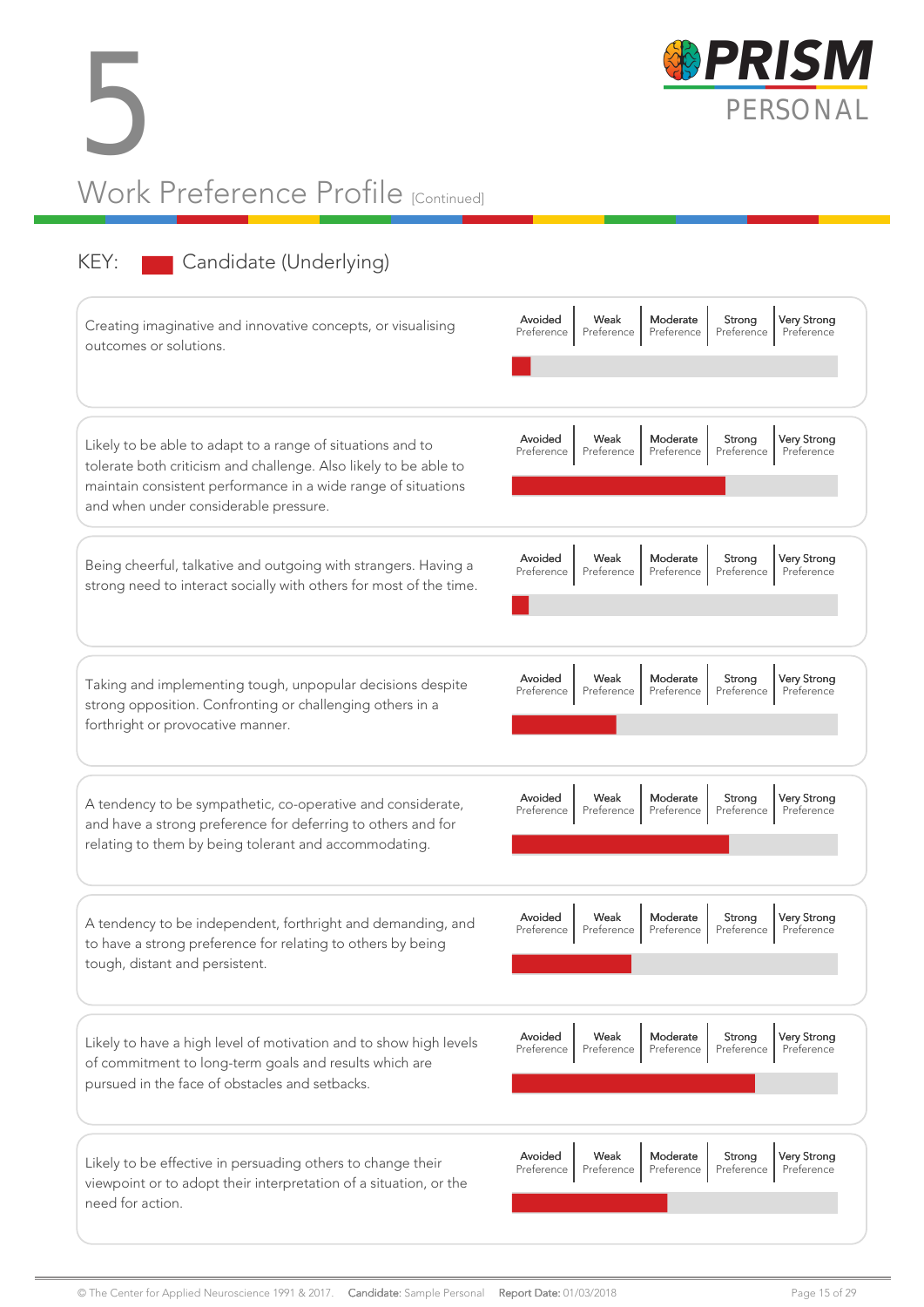# 5

## Work Preference Profile [Continued]

KEY: Candidate (Underlying)

| Statement | Avoided Preference | Weak Preference | Moderate Preference | Strong Preference | Very Strong Preference |
|---|---|---|---|---|---|
| Creating imaginative and innovative concepts, or visualising outcomes or solutions. | | | | | |
| Likely to be able to adapt to a range of situations and to tolerate both criticism and challenge. Also likely to be able to maintain consistent performance in a wide range of situations and when under considerable pressure. | | | | | |
| Being cheerful, talkative and outgoing with strangers. Having a strong need to interact socially with others for most of the time. | | | | | |
| Taking and implementing tough, unpopular decisions despite strong opposition. Confronting or challenging others in a forthright or provocative manner. | | | | | |
| A tendency to be sympathetic, co-operative and considerate, and have a strong preference for deferring to others and for relating to them by being tolerant and accommodating. | | | | | |
| A tendency to be independent, forthright and demanding, and to have a strong preference for relating to others by being tough, distant and persistent. | | | | | |
| Likely to have a high level of motivation and to show high levels of commitment to long-term goals and results which are pursued in the face of obstacles and setbacks. | | | | | |
| Likely to be effective in persuading others to change their viewpoint or to adopt their interpretation of a situation, or the need for action. | | | | | |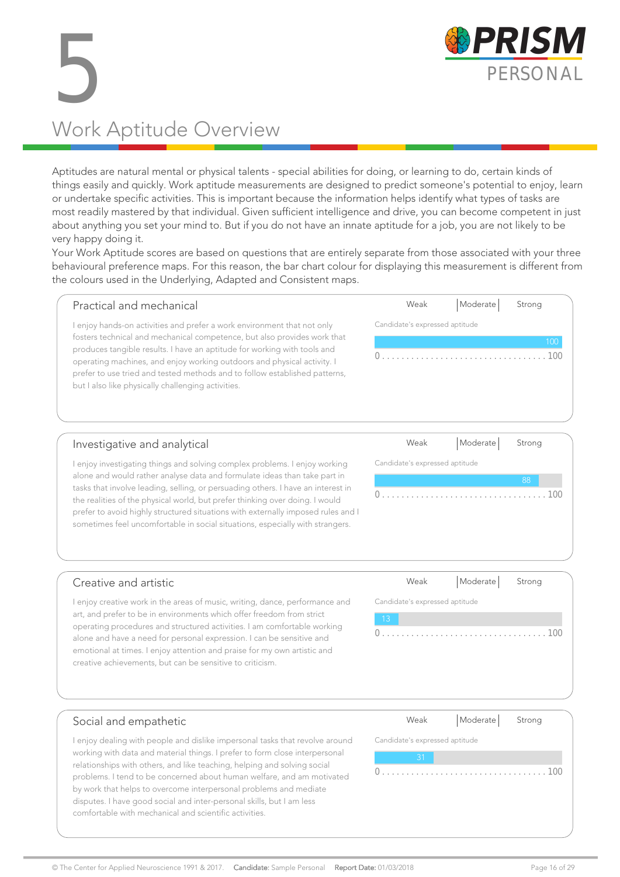# 5 Work Aptitude Overview

Aptitudes are natural mental or physical talents - special abilities for doing, or learning to do, certain kinds of things easily and quickly. Work aptitude measurements are designed to predict someone's potential to enjoy, learn or undertake specific activities. This is important because the information helps identify what types of tasks are most readily mastered by that individual. Given sufficient intelligence and drive, you can become competent in just about anything you set your mind to. But if you do not have an innate aptitude for a job, you are not likely to be very happy doing it.
Your Work Aptitude scores are based on questions that are entirely separate from those associated with your three behavioural preference maps. For this reason, the bar chart colour for displaying this measurement is different from the colours used in the Underlying, Adapted and Consistent maps.

## Practical and mechanical

I enjoy hands-on activities and prefer a work environment that not only fosters technical and mechanical competence, but also provides work that produces tangible results. I have an aptitude for working with tools and operating machines, and enjoy working outdoors and physical activity. I prefer to use tried and tested methods and to follow established patterns, but I also like physically challenging activities.

Weak | Moderate | Strong

Candidate's expressed aptitude: 100 (scale 0 ... 100)

## Investigative and analytical

I enjoy investigating things and solving complex problems. I enjoy working alone and would rather analyse data and formulate ideas than take part in tasks that involve leading, selling, or persuading others. I have an interest in the realities of the physical world, but prefer thinking over doing. I would prefer to avoid highly structured situations with externally imposed rules and I sometimes feel uncomfortable in social situations, especially with strangers.

Weak | Moderate | Strong

Candidate's expressed aptitude: 88 (scale 0 ... 100)

## Creative and artistic

I enjoy creative work in the areas of music, writing, dance, performance and art, and prefer to be in environments which offer freedom from strict operating procedures and structured activities. I am comfortable working alone and have a need for personal expression. I can be sensitive and emotional at times. I enjoy attention and praise for my own artistic and creative achievements, but can be sensitive to criticism.

Weak | Moderate | Strong

Candidate's expressed aptitude: 13 (scale 0 ... 100)

## Social and empathetic

I enjoy dealing with people and dislike impersonal tasks that revolve around working with data and material things. I prefer to form close interpersonal relationships with others, and like teaching, helping and solving social problems. I tend to be concerned about human welfare, and am motivated by work that helps to overcome interpersonal problems and mediate disputes. I have good social and inter-personal skills, but I am less comfortable with mechanical and scientific activities.

Weak | Moderate | Strong

Candidate's expressed aptitude: 31 (scale 0 ... 100)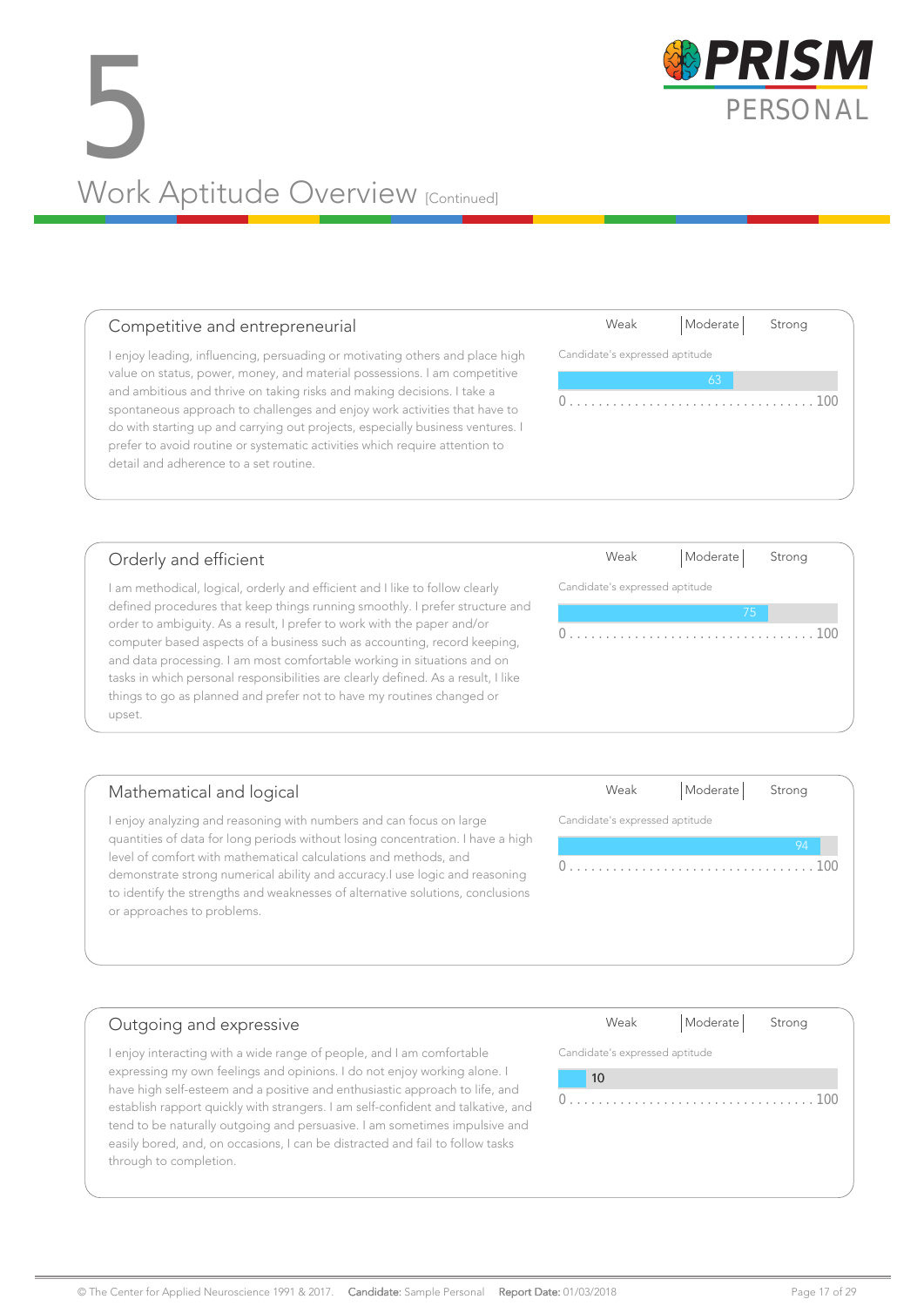# 5 Work Aptitude Overview [Continued]

## Competitive and entrepreneurial

I enjoy leading, influencing, persuading or motivating others and place high value on status, power, money, and material possessions. I am competitive and ambitious and thrive on taking risks and making decisions. I take a spontaneous approach to challenges and enjoy work activities that have to do with starting up and carrying out projects, especially business ventures. I prefer to avoid routine or systematic activities which require attention to detail and adherence to a set routine.

Weak | Moderate | Strong

Candidate's expressed aptitude: 63

0 . . . . . . . . . . . . . . . . . . . . . . . . . . . . . . . . . . 100

## Orderly and efficient

I am methodical, logical, orderly and efficient and I like to follow clearly defined procedures that keep things running smoothly. I prefer structure and order to ambiguity. As a result, I prefer to work with the paper and/or computer based aspects of a business such as accounting, record keeping, and data processing. I am most comfortable working in situations and on tasks in which personal responsibilities are clearly defined. As a result, I like things to go as planned and prefer not to have my routines changed or upset.

Weak | Moderate | Strong

Candidate's expressed aptitude: 75

0 . . . . . . . . . . . . . . . . . . . . . . . . . . . . . . . . . . 100

## Mathematical and logical

I enjoy analyzing and reasoning with numbers and can focus on large quantities of data for long periods without losing concentration. I have a high level of comfort with mathematical calculations and methods, and demonstrate strong numerical ability and accuracy.I use logic and reasoning to identify the strengths and weaknesses of alternative solutions, conclusions or approaches to problems.

Weak | Moderate | Strong

Candidate's expressed aptitude: 94

0 . . . . . . . . . . . . . . . . . . . . . . . . . . . . . . . . . . 100

## Outgoing and expressive

I enjoy interacting with a wide range of people, and I am comfortable expressing my own feelings and opinions. I do not enjoy working alone. I have high self-esteem and a positive and enthusiastic approach to life, and establish rapport quickly with strangers. I am self-confident and talkative, and tend to be naturally outgoing and persuasive. I am sometimes impulsive and easily bored, and, on occasions, I can be distracted and fail to follow tasks through to completion.

Weak | Moderate | Strong

Candidate's expressed aptitude: 10

0 . . . . . . . . . . . . . . . . . . . . . . . . . . . . . . . . . . 100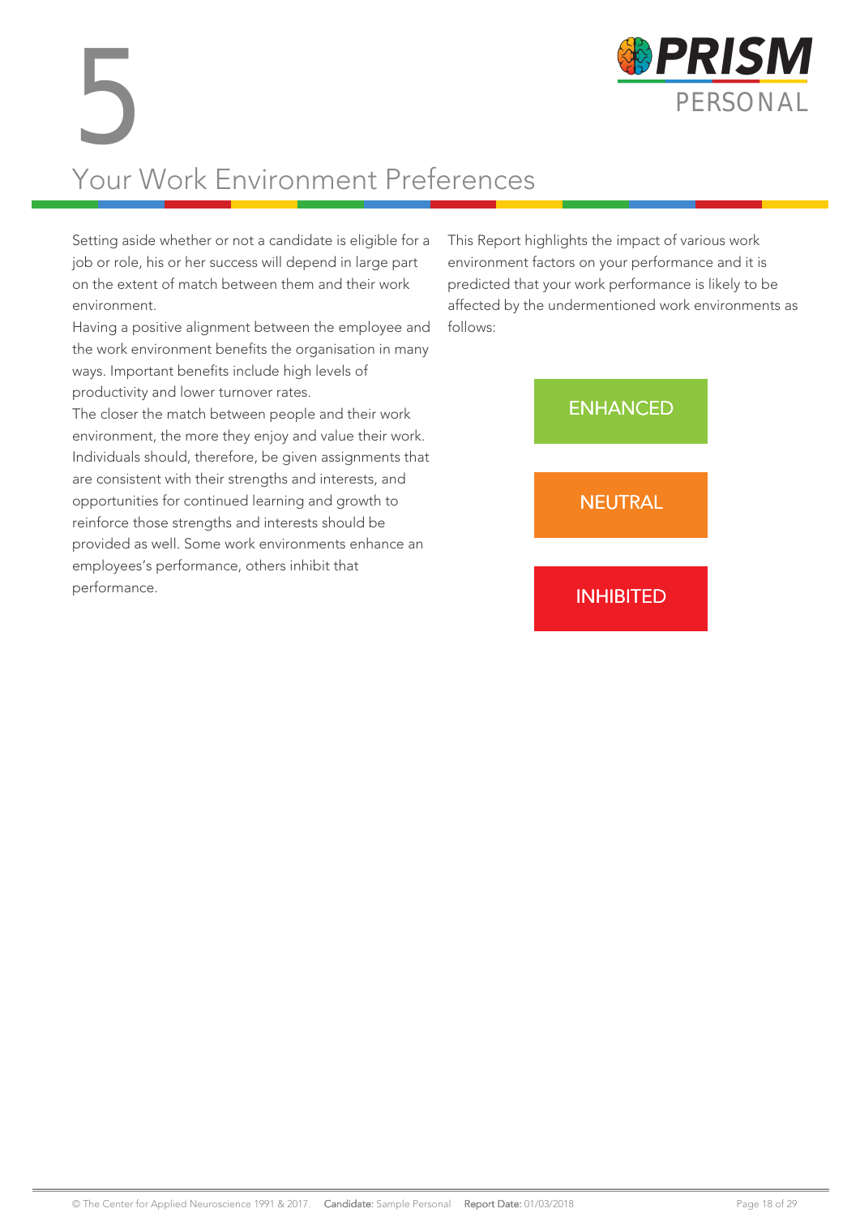# 5

# Your Work Environment Preferences

Setting aside whether or not a candidate is eligible for a job or role, his or her success will depend in large part on the extent of match between them and their work environment.

Having a positive alignment between the employee and the work environment benefits the organisation in many ways. Important benefits include high levels of productivity and lower turnover rates.

The closer the match between people and their work environment, the more they enjoy and value their work. Individuals should, therefore, be given assignments that are consistent with their strengths and interests, and opportunities for continued learning and growth to reinforce those strengths and interests should be provided as well. Some work environments enhance an employees's performance, others inhibit that performance.

This Report highlights the impact of various work environment factors on your performance and it is predicted that your work performance is likely to be affected by the undermentioned work environments as follows:

ENHANCED

NEUTRAL

INHIBITED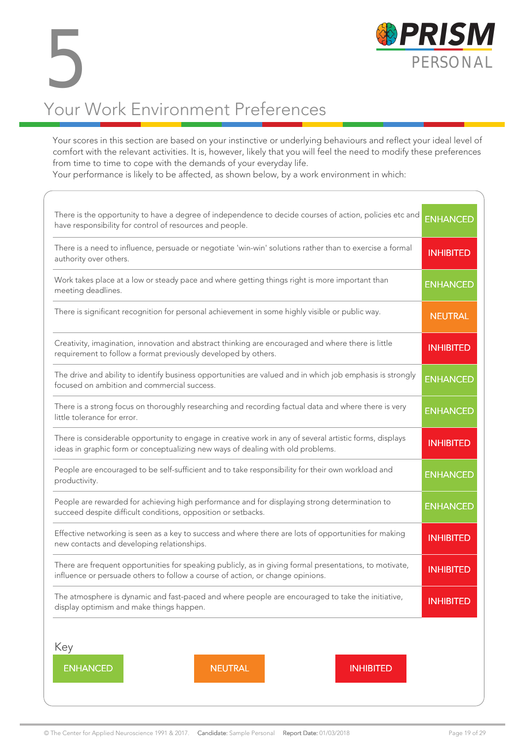# 5

# Your Work Environment Preferences

Your scores in this section are based on your instinctive or underlying behaviours and reflect your ideal level of comfort with the relevant activities. It is, however, likely that you will feel the need to modify these preferences from time to time to cope with the demands of your everyday life.
Your performance is likely to be affected, as shown below, by a work environment in which:

| Work environment | Effect |
|---|---|
| There is the opportunity to have a degree of independence to decide courses of action, policies etc and have responsibility for control of resources and people. | ENHANCED |
| There is a need to influence, persuade or negotiate 'win-win' solutions rather than to exercise a formal authority over others. | INHIBITED |
| Work takes place at a low or steady pace and where getting things right is more important than meeting deadlines. | ENHANCED |
| There is significant recognition for personal achievement in some highly visible or public way. | NEUTRAL |
| Creativity, imagination, innovation and abstract thinking are encouraged and where there is little requirement to follow a format previously developed by others. | INHIBITED |
| The drive and ability to identify business opportunities are valued and in which job emphasis is strongly focused on ambition and commercial success. | ENHANCED |
| There is a strong focus on thoroughly researching and recording factual data and where there is very little tolerance for error. | ENHANCED |
| There is considerable opportunity to engage in creative work in any of several artistic forms, displays ideas in graphic form or conceptualizing new ways of dealing with old problems. | INHIBITED |
| People are encouraged to be self-sufficient and to take responsibility for their own workload and productivity. | ENHANCED |
| People are rewarded for achieving high performance and for displaying strong determination to succeed despite difficult conditions, opposition or setbacks. | ENHANCED |
| Effective networking is seen as a key to success and where there are lots of opportunities for making new contacts and developing relationships. | INHIBITED |
| There are frequent opportunities for speaking publicly, as in giving formal presentations, to motivate, influence or persuade others to follow a course of action, or change opinions. | INHIBITED |
| The atmosphere is dynamic and fast-paced and where people are encouraged to take the initiative, display optimism and make things happen. | INHIBITED |

Key

ENHANCED | NEUTRAL | INHIBITED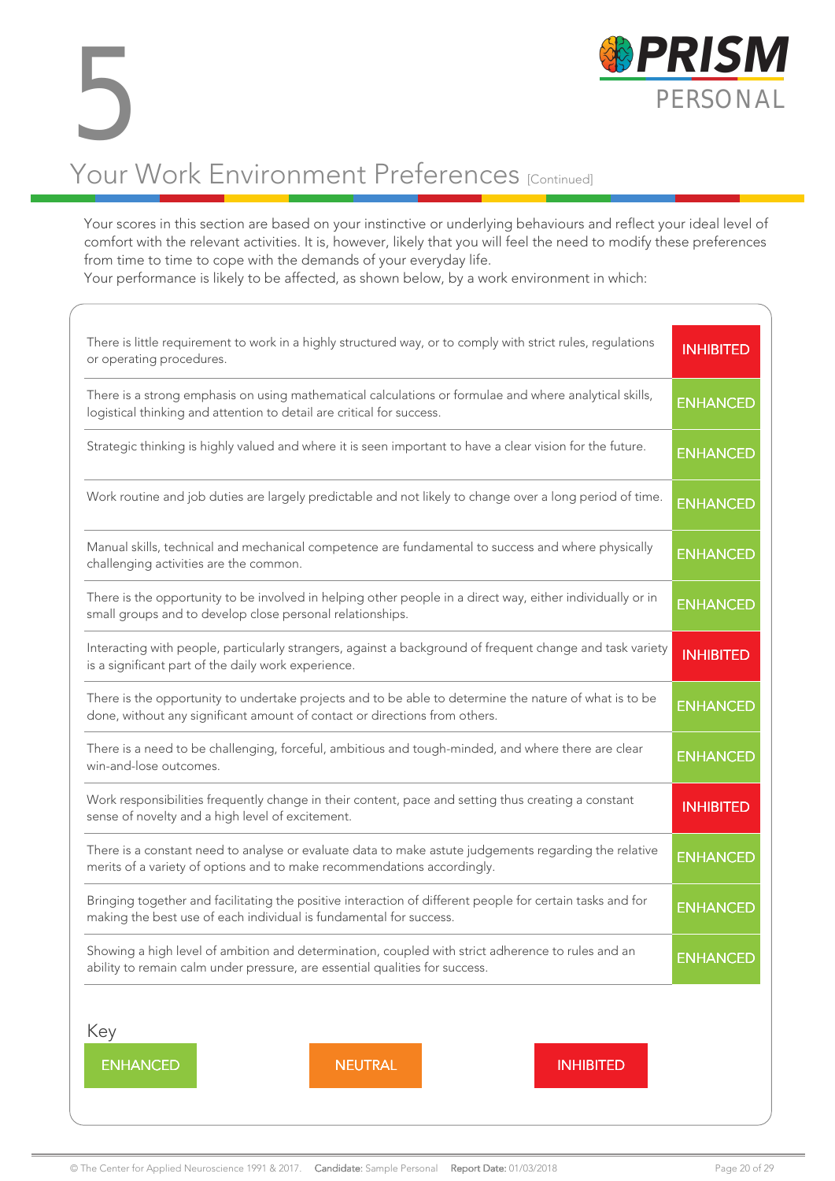# 5

## Your Work Environment Preferences [Continued]

Your scores in this section are based on your instinctive or underlying behaviours and reflect your ideal level of comfort with the relevant activities. It is, however, likely that you will feel the need to modify these preferences from time to time to cope with the demands of your everyday life.
Your performance is likely to be affected, as shown below, by a work environment in which:

| | |
|---|---|
| There is little requirement to work in a highly structured way, or to comply with strict rules, regulations or operating procedures. | INHIBITED |
| There is a strong emphasis on using mathematical calculations or formulae and where analytical skills, logistical thinking and attention to detail are critical for success. | ENHANCED |
| Strategic thinking is highly valued and where it is seen important to have a clear vision for the future. | ENHANCED |
| Work routine and job duties are largely predictable and not likely to change over a long period of time. | ENHANCED |
| Manual skills, technical and mechanical competence are fundamental to success and where physically challenging activities are the common. | ENHANCED |
| There is the opportunity to be involved in helping other people in a direct way, either individually or in small groups and to develop close personal relationships. | ENHANCED |
| Interacting with people, particularly strangers, against a background of frequent change and task variety is a significant part of the daily work experience. | INHIBITED |
| There is the opportunity to undertake projects and to be able to determine the nature of what is to be done, without any significant amount of contact or directions from others. | ENHANCED |
| There is a need to be challenging, forceful, ambitious and tough-minded, and where there are clear win-and-lose outcomes. | ENHANCED |
| Work responsibilities frequently change in their content, pace and setting thus creating a constant sense of novelty and a high level of excitement. | INHIBITED |
| There is a constant need to analyse or evaluate data to make astute judgements regarding the relative merits of a variety of options and to make recommendations accordingly. | ENHANCED |
| Bringing together and facilitating the positive interaction of different people for certain tasks and for making the best use of each individual is fundamental for success. | ENHANCED |
| Showing a high level of ambition and determination, coupled with strict adherence to rules and an ability to remain calm under pressure, are essential qualities for success. | ENHANCED |

**Key**

ENHANCED | NEUTRAL | INHIBITED

© The Center for Applied Neuroscience 1991 & 2017. **Candidate:** Sample Personal **Report Date:** 01/03/2018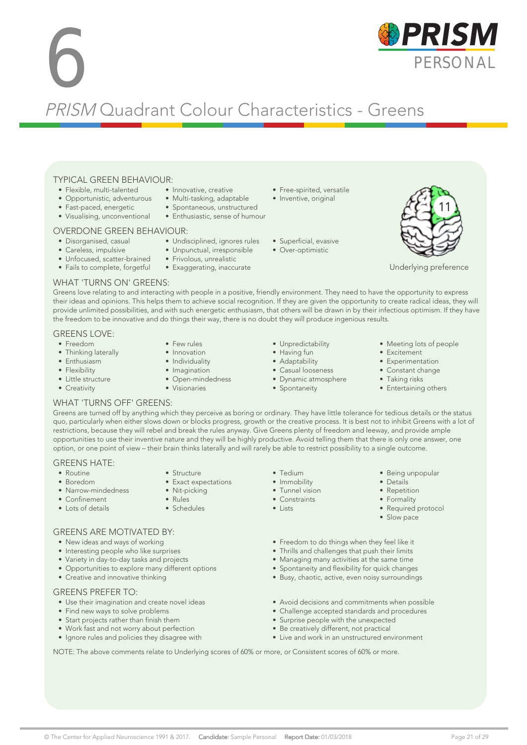# 6

## *PRISM* Quadrant Colour Characteristics - Greens

### TYPICAL GREEN BEHAVIOUR:

- Flexible, multi-talented
- Opportunistic, adventurous
- Fast-paced, energetic
- Visualising, unconventional
- Innovative, creative
- Multi-tasking, adaptable
- Spontaneous, unstructured
- Enthusiastic, sense of humour
- Free-spirited, versatile
- Inventive, original

### OVERDONE GREEN BEHAVIOUR:

- Disorganised, casual
- Careless, impulsive
- Unfocused, scatter-brained
- Fails to complete, forgetful
- Undisciplined, ignores rules
- Unpunctual, irresponsible
- Frivolous, unrealistic
- Exaggerating, inaccurate
- Superficial, evasive
- Over-optimistic

11

Underlying preference

### WHAT 'TURNS ON' GREENS:

Greens love relating to and interacting with people in a positive, friendly environment. They need to have the opportunity to express their ideas and opinions. This helps them to achieve social recognition. If they are given the opportunity to create radical ideas, they will provide unlimited possibilities, and with such energetic enthusiasm, that others will be drawn in by their infectious optimism. If they have the freedom to be innovative and do things their way, there is no doubt they will produce ingenious results.

### GREENS LOVE:

- Freedom
- Thinking laterally
- Enthusiasm
- Flexibility
- Little structure
- Creativity
- Few rules
- Innovation
- Individuality
- Imagination
- Open-mindedness
- Visionaries
- Unpredictability
- Having fun
- Adaptability
- Casual looseness
- Dynamic atmosphere
- Spontaneity
- Meeting lots of people
- Excitement
- Experimentation
- Constant change
- Taking risks
- Entertaining others

### WHAT 'TURNS OFF' GREENS:

Greens are turned off by anything which they perceive as boring or ordinary. They have little tolerance for tedious details or the status quo, particularly when either slows down or blocks progress, growth or the creative process. It is best not to inhibit Greens with a lot of restrictions, because they will rebel and break the rules anyway. Give Greens plenty of freedom and leeway, and provide ample opportunities to use their inventive nature and they will be highly productive. Avoid telling them that there is only one answer, one option, or one point of view – their brain thinks laterally and will rarely be able to restrict possibility to a single outcome.

### GREENS HATE:

- Routine
- Boredom
- Narrow-mindedness
- Confinement
- Lots of details
- Structure
- Exact expectations
- Nit-picking
- Rules
- Schedules
- Tedium
- Immobility
- Tunnel vision
- Constraints
- Lists
- Being unpopular
- Details
- Repetition
- Formality
- Required protocol
- Slow pace

### GREENS ARE MOTIVATED BY:

- New ideas and ways of working
- Interesting people who like surprises
- Variety in day-to-day tasks and projects
- Opportunities to explore many different options
- Creative and innovative thinking
- Freedom to do things when they feel like it
- Thrills and challenges that push their limits
- Managing many activities at the same time
- Spontaneity and flexibility for quick changes
- Busy, chaotic, active, even noisy surroundings

### GREENS PREFER TO:

- Use their imagination and create novel ideas
- Find new ways to solve problems
- Start projects rather than finish them
- Work fast and not worry about perfection
- Ignore rules and policies they disagree with
- Avoid decisions and commitments when possible
- Challenge accepted standards and procedures
- Surprise people with the unexpected
- Be creatively different, not practical
- Live and work in an unstructured environment

NOTE: The above comments relate to Underlying scores of 60% or more, or Consistent scores of 60% or more.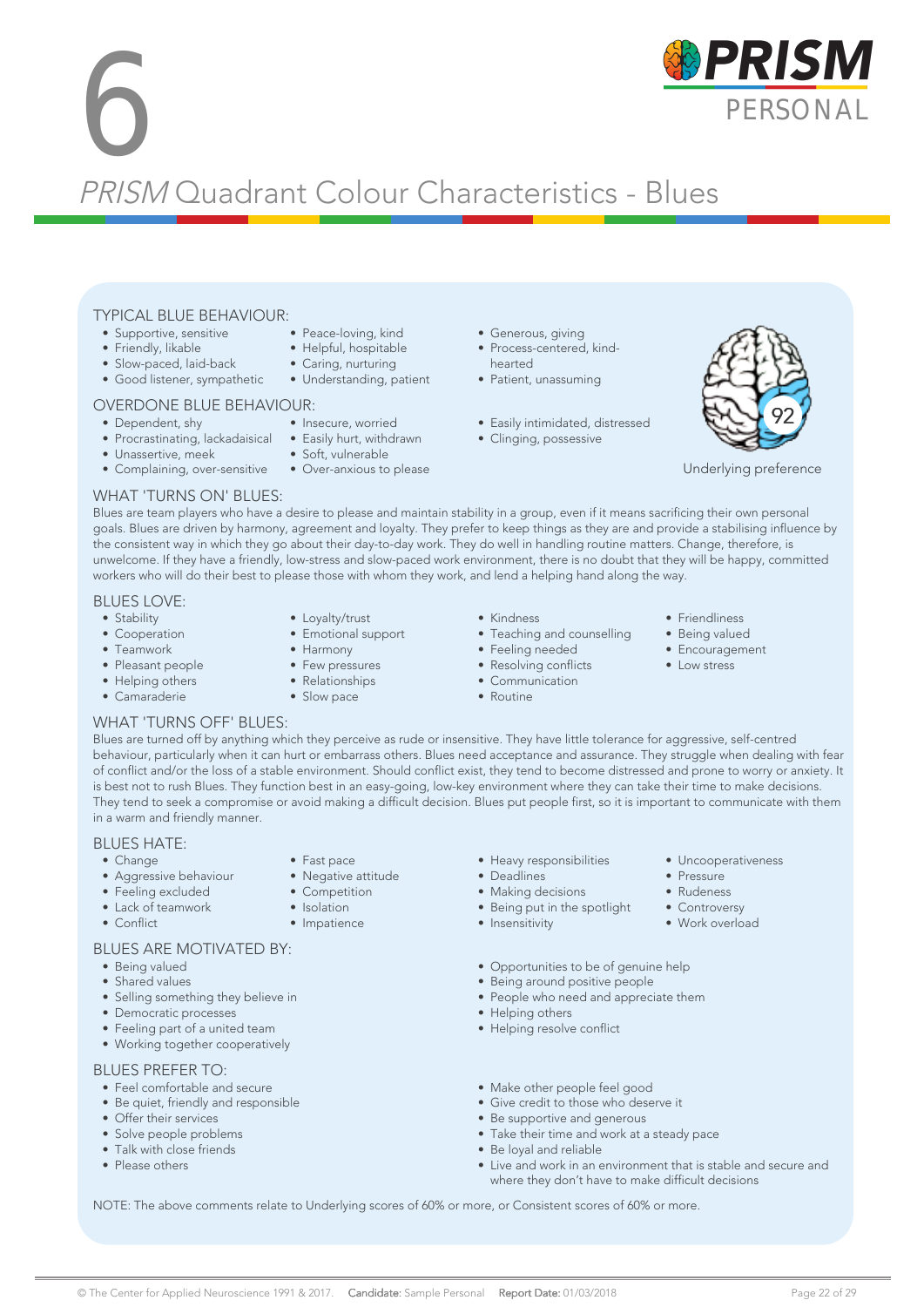# 6

# *PRISM* Quadrant Colour Characteristics - Blues

## TYPICAL BLUE BEHAVIOUR:

- Supportive, sensitive
- Friendly, likable
- Slow-paced, laid-back
- Good listener, sympathetic
- Peace-loving, kind
- Helpful, hospitable
- Caring, nurturing
- Understanding, patient
- Generous, giving
- Process-centered, kind-hearted
- Patient, unassuming

## OVERDONE BLUE BEHAVIOUR:

- Dependent, shy
- Procrastinating, lackadaisical
- Unassertive, meek
- Complaining, over-sensitive
- Insecure, worried
- Easily hurt, withdrawn
- Soft, vulnerable
- Over-anxious to please
- Easily intimidated, distressed
- Clinging, possessive

92

Underlying preference

## WHAT 'TURNS ON' BLUES:

Blues are team players who have a desire to please and maintain stability in a group, even if it means sacrificing their own personal goals. Blues are driven by harmony, agreement and loyalty. They prefer to keep things as they are and provide a stabilising influence by the consistent way in which they go about their day-to-day work. They do well in handling routine matters. Change, therefore, is unwelcome. If they have a friendly, low-stress and slow-paced work environment, there is no doubt that they will be happy, committed workers who will do their best to please those with whom they work, and lend a helping hand along the way.

## BLUES LOVE:

- Stability
- Cooperation
- Teamwork
- Pleasant people
- Helping others
- Camaraderie
- Loyalty/trust
- Emotional support
- Harmony
- Few pressures
- Relationships
- Slow pace
- Kindness
- Teaching and counselling
- Feeling needed
- Resolving conflicts
- Communication
- Routine
- Friendliness
- Being valued
- Encouragement
- Low stress

## WHAT 'TURNS OFF' BLUES:

Blues are turned off by anything which they perceive as rude or insensitive. They have little tolerance for aggressive, self-centred behaviour, particularly when it can hurt or embarrass others. Blues need acceptance and assurance. They struggle when dealing with fear of conflict and/or the loss of a stable environment. Should conflict exist, they tend to become distressed and prone to worry or anxiety. It is best not to rush Blues. They function best in an easy-going, low-key environment where they can take their time to make decisions. They tend to seek a compromise or avoid making a difficult decision. Blues put people first, so it is important to communicate with them in a warm and friendly manner.

## BLUES HATE:

- Change
- Aggressive behaviour
- Feeling excluded
- Lack of teamwork
- Conflict
- Fast pace
- Negative attitude
- Competition
- Isolation
- Impatience
- Heavy responsibilities
- Deadlines
- Making decisions
- Being put in the spotlight
- Insensitivity
- Uncooperativeness
- Pressure
- Rudeness
- Controversy
- Work overload

## BLUES ARE MOTIVATED BY:

- Being valued
- Shared values
- Selling something they believe in
- Democratic processes
- Feeling part of a united team
- Working together cooperatively
- Opportunities to be of genuine help
- Being around positive people
- People who need and appreciate them
- Helping others
- Helping resolve conflict

## BLUES PREFER TO:

- Feel comfortable and secure
- Be quiet, friendly and responsible
- Offer their services
- Solve people problems
- Talk with close friends
- Please others
- Make other people feel good
- Give credit to those who deserve it
- Be supportive and generous
- Take their time and work at a steady pace
- Be loyal and reliable
- Live and work in an environment that is stable and secure and where they don't have to make difficult decisions

NOTE: The above comments relate to Underlying scores of 60% or more, or Consistent scores of 60% or more.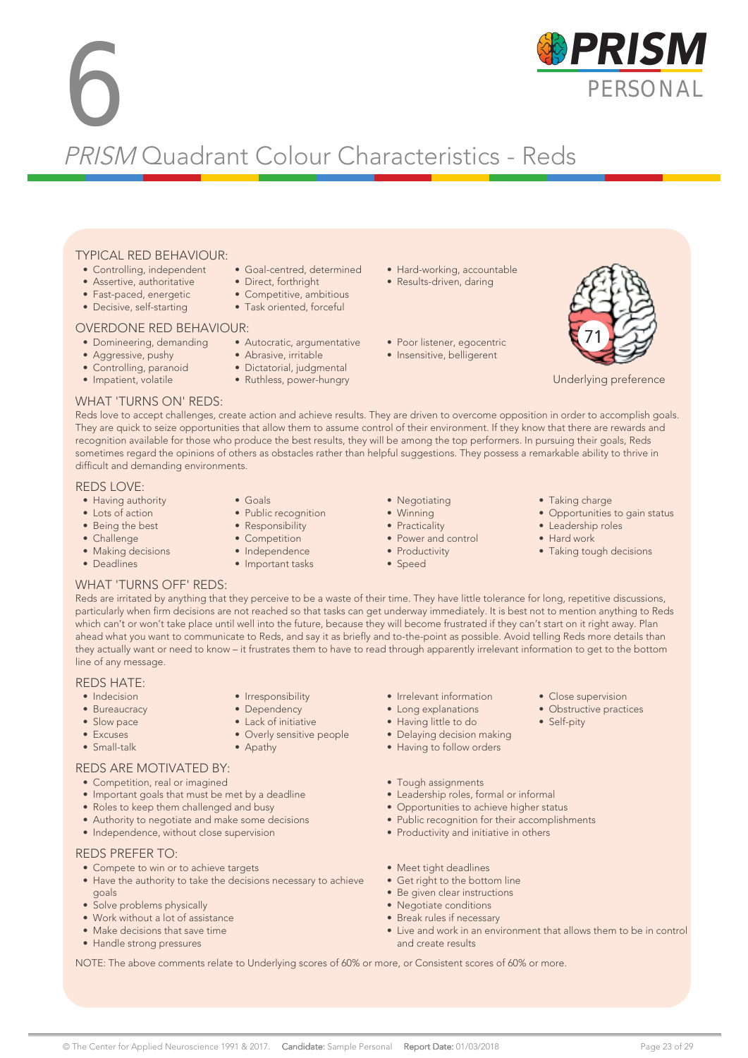# 6

## *PRISM* Quadrant Colour Characteristics - Reds

### TYPICAL RED BEHAVIOUR:

- Controlling, independent
- Assertive, authoritative
- Fast-paced, energetic
- Decisive, self-starting
- Goal-centred, determined
- Direct, forthright
- Competitive, ambitious
- Task oriented, forceful
- Hard-working, accountable
- Results-driven, daring

### OVERDONE RED BEHAVIOUR:

- Domineering, demanding
- Aggressive, pushy
- Controlling, paranoid
- Impatient, volatile
- Autocratic, argumentative
- Abrasive, irritable
- Dictatorial, judgmental
- Ruthless, power-hungry
- Poor listener, egocentric
- Insensitive, belligerent

71

Underlying preference

### WHAT 'TURNS ON' REDS:

Reds love to accept challenges, create action and achieve results. They are driven to overcome opposition in order to accomplish goals. They are quick to seize opportunities that allow them to assume control of their environment. If they know that there are rewards and recognition available for those who produce the best results, they will be among the top performers. In pursuing their goals, Reds sometimes regard the opinions of others as obstacles rather than helpful suggestions. They possess a remarkable ability to thrive in difficult and demanding environments.

### REDS LOVE:

- Having authority
- Lots of action
- Being the best
- Challenge
- Making decisions
- Deadlines
- Goals
- Public recognition
- Responsibility
- Competition
- Independence
- Important tasks
- Negotiating
- Winning
- Practicality
- Power and control
- Productivity
- Speed
- Taking charge
- Opportunities to gain status
- Leadership roles
- Hard work
- Taking tough decisions

### WHAT 'TURNS OFF' REDS:

Reds are irritated by anything that they perceive to be a waste of their time. They have little tolerance for long, repetitive discussions, particularly when firm decisions are not reached so that tasks can get underway immediately. It is best not to mention anything to Reds which can't or won't take place until well into the future, because they will become frustrated if they can't start on it right away. Plan ahead what you want to communicate to Reds, and say it as briefly and to-the-point as possible. Avoid telling Reds more details than they actually want or need to know – it frustrates them to have to read through apparently irrelevant information to get to the bottom line of any message.

### REDS HATE:

- Indecision
- Bureaucracy
- Slow pace
- Excuses
- Small-talk
- Irresponsibility
- Dependency
- Lack of initiative
- Overly sensitive people
- Apathy
- Irrelevant information
- Long explanations
- Having little to do
- Delaying decision making
- Having to follow orders
- Close supervision
- Obstructive practices
- Self-pity

### REDS ARE MOTIVATED BY:

- Competition, real or imagined
- Important goals that must be met by a deadline
- Roles to keep them challenged and busy
- Authority to negotiate and make some decisions
- Independence, without close supervision
- Tough assignments
- Leadership roles, formal or informal
- Opportunities to achieve higher status
- Public recognition for their accomplishments
- Productivity and initiative in others

### REDS PREFER TO:

- Compete to win or to achieve targets
- Have the authority to take the decisions necessary to achieve goals
- Solve problems physically
- Work without a lot of assistance
- Make decisions that save time
- Handle strong pressures
- Meet tight deadlines
- Get right to the bottom line
- Be given clear instructions
- Negotiate conditions
- Break rules if necessary
- Live and work in an environment that allows them to be in control and create results

NOTE: The above comments relate to Underlying scores of 60% or more, or Consistent scores of 60% or more.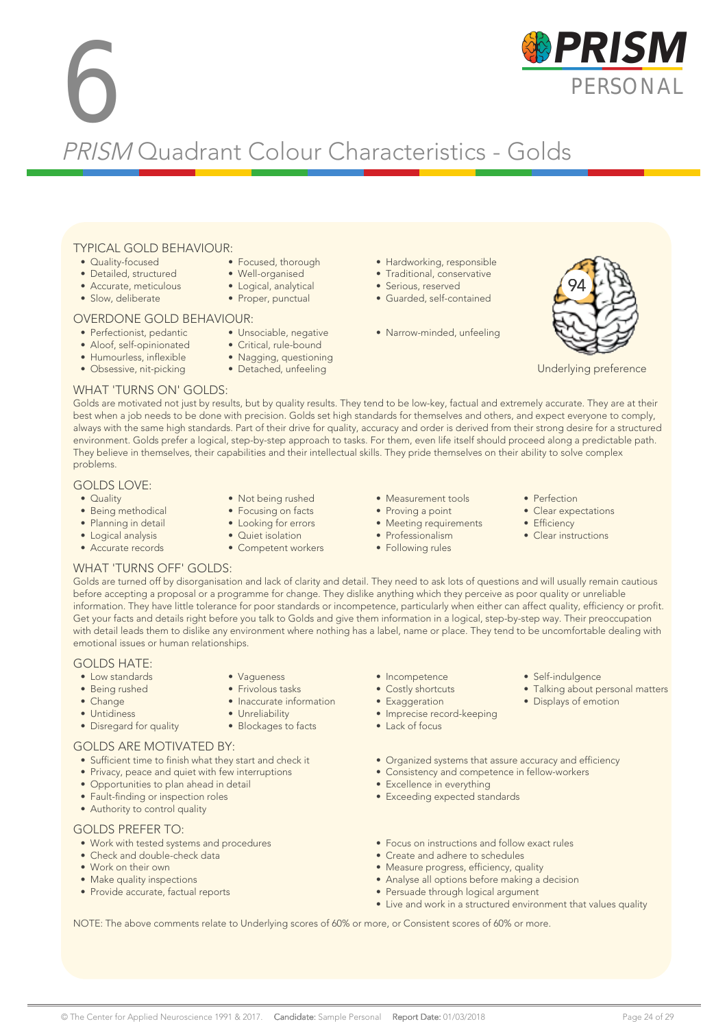# 6

# *PRISM* Quadrant Colour Characteristics - Golds

## TYPICAL GOLD BEHAVIOUR:

- Quality-focused
- Detailed, structured
- Accurate, meticulous
- Slow, deliberate
- Focused, thorough
- Well-organised
- Logical, analytical
- Proper, punctual
- Hardworking, responsible
- Traditional, conservative
- Serious, reserved
- Guarded, self-contained

94

Underlying preference

## OVERDONE GOLD BEHAVIOUR:

- Perfectionist, pedantic
- Aloof, self-opinionated
- Humourless, inflexible
- Obsessive, nit-picking
- Unsociable, negative
- Critical, rule-bound
- Nagging, questioning
- Detached, unfeeling
- Narrow-minded, unfeeling

## WHAT 'TURNS ON' GOLDS:

Golds are motivated not just by results, but by quality results. They tend to be low-key, factual and extremely accurate. They are at their best when a job needs to be done with precision. Golds set high standards for themselves and others, and expect everyone to comply, always with the same high standards. Part of their drive for quality, accuracy and order is derived from their strong desire for a structured environment. Golds prefer a logical, step-by-step approach to tasks. For them, even life itself should proceed along a predictable path. They believe in themselves, their capabilities and their intellectual skills. They pride themselves on their ability to solve complex problems.

## GOLDS LOVE:

- Quality
- Being methodical
- Planning in detail
- Logical analysis
- Accurate records
- Not being rushed
- Focusing on facts
- Looking for errors
- Quiet isolation
- Competent workers
- Measurement tools
- Proving a point
- Meeting requirements
- Professionalism
- Following rules
- Perfection
- Clear expectations
- Efficiency
- Clear instructions

## WHAT 'TURNS OFF' GOLDS:

Golds are turned off by disorganisation and lack of clarity and detail. They need to ask lots of questions and will usually remain cautious before accepting a proposal or a programme for change. They dislike anything which they perceive as poor quality or unreliable information. They have little tolerance for poor standards or incompetence, particularly when either can affect quality, efficiency or profit. Get your facts and details right before you talk to Golds and give them information in a logical, step-by-step way. Their preoccupation with detail leads them to dislike any environment where nothing has a label, name or place. They tend to be uncomfortable dealing with emotional issues or human relationships.

## GOLDS HATE:

- Low standards
- Being rushed
- Change
- Untidiness
- Disregard for quality
- Vagueness
- Frivolous tasks
- Inaccurate information
- Unreliability
- Blockages to facts
- Incompetence
- Costly shortcuts
- Exaggeration
- Imprecise record-keeping
- Lack of focus
- Self-indulgence
- Talking about personal matters
- Displays of emotion

## GOLDS ARE MOTIVATED BY:

- Sufficient time to finish what they start and check it
- Privacy, peace and quiet with few interruptions
- Opportunities to plan ahead in detail
- Fault-finding or inspection roles
- Authority to control quality
- Organized systems that assure accuracy and efficiency
- Consistency and competence in fellow-workers
- Excellence in everything
- Exceeding expected standards

## GOLDS PREFER TO:

- Work with tested systems and procedures
- Check and double-check data
- Work on their own
- Make quality inspections
- Provide accurate, factual reports
- Focus on instructions and follow exact rules
- Create and adhere to schedules
- Measure progress, efficiency, quality
- Analyse all options before making a decision
- Persuade through logical argument
- Live and work in a structured environment that values quality

NOTE: The above comments relate to Underlying scores of 60% or more, or Consistent scores of 60% or more.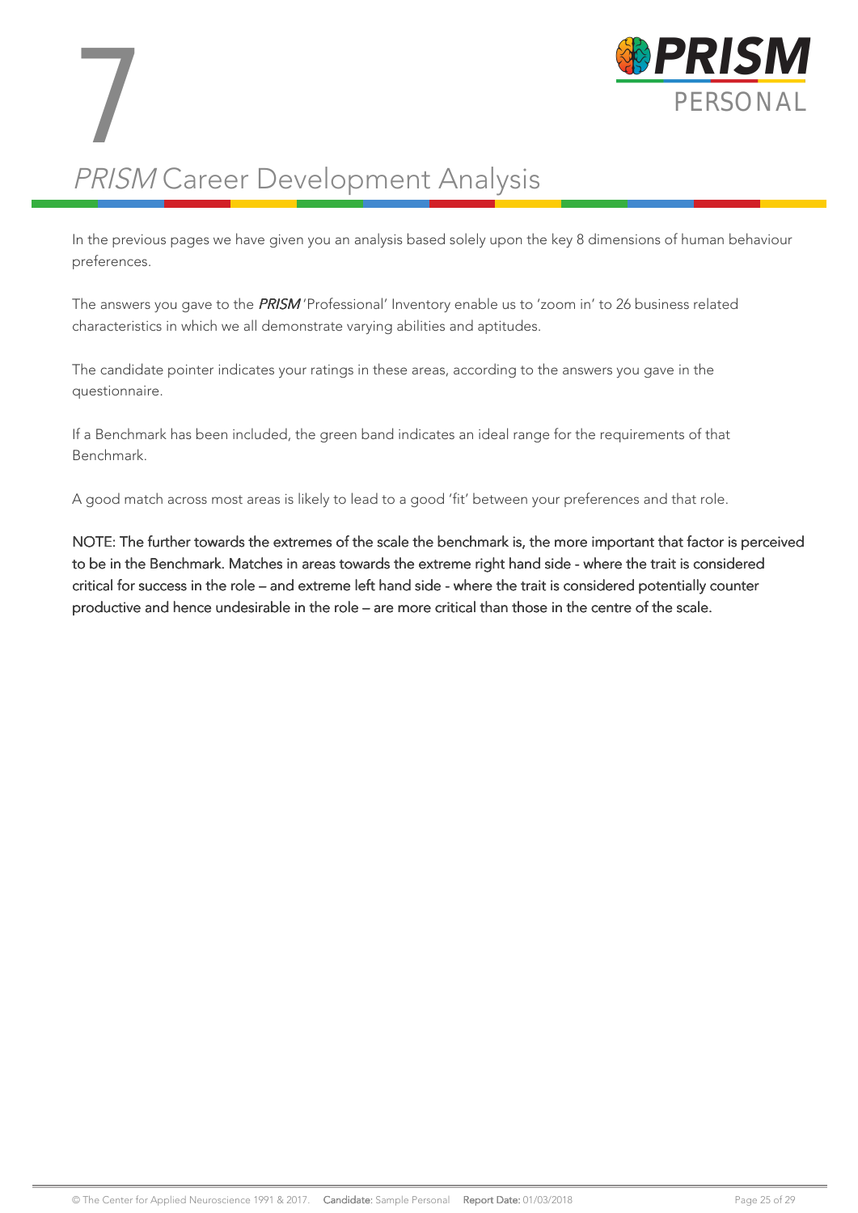# 7 *PRISM* Career Development Analysis

In the previous pages we have given you an analysis based solely upon the key 8 dimensions of human behaviour preferences.

The answers you gave to the ***PRISM*** 'Professional' Inventory enable us to 'zoom in' to 26 business related characteristics in which we all demonstrate varying abilities and aptitudes.

The candidate pointer indicates your ratings in these areas, according to the answers you gave in the questionnaire.

If a Benchmark has been included, the green band indicates an ideal range for the requirements of that Benchmark.

A good match across most areas is likely to lead to a good 'fit' between your preferences and that role.

NOTE: The further towards the extremes of the scale the benchmark is, the more important that factor is perceived to be in the Benchmark. Matches in areas towards the extreme right hand side - where the trait is considered critical for success in the role – and extreme left hand side - where the trait is considered potentially counter productive and hence undesirable in the role – are more critical than those in the centre of the scale.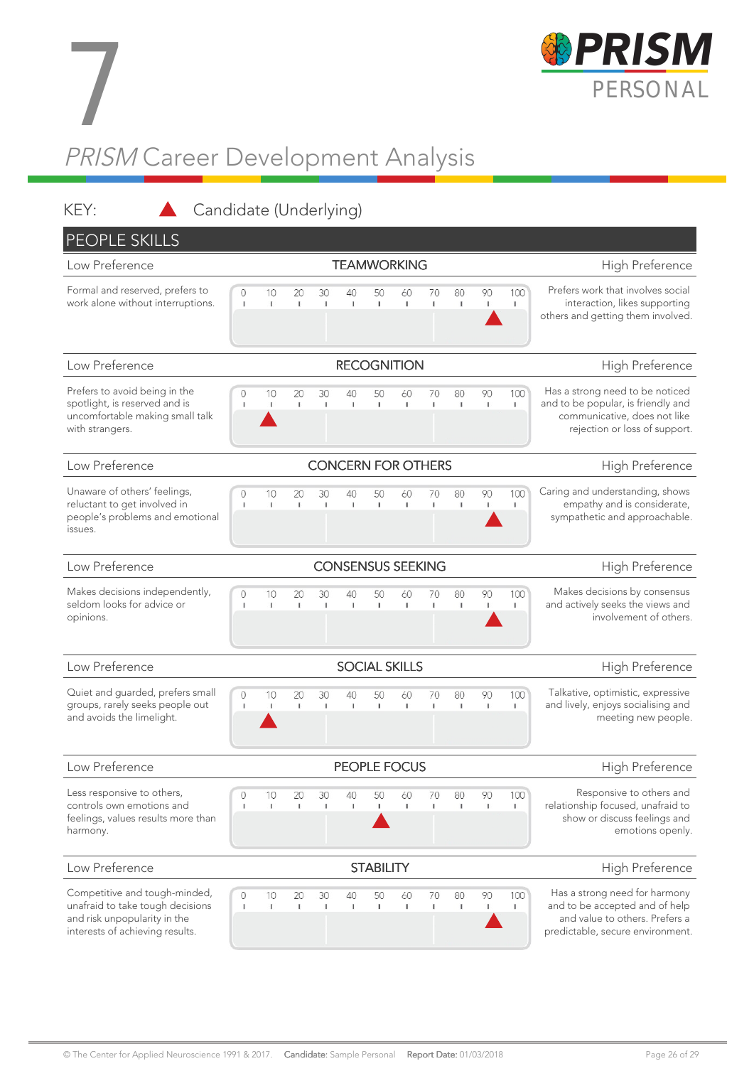# 7

**PRISM** PERSONAL

## *PRISM* Career Development Analysis

KEY: ▲ Candidate (Underlying)

## PEOPLE SKILLS

### TEAMWORKING

| Low Preference | Scale (0–100) | High Preference |
|---|---|---|
| Formal and reserved, prefers to work alone without interruptions. | ▲ ~92 | Prefers work that involves social interaction, likes supporting others and getting them involved. |

### RECOGNITION

| Low Preference | Scale (0–100) | High Preference |
|---|---|---|
| Prefers to avoid being in the spotlight, is reserved and is uncomfortable making small talk with strangers. | ▲ ~9 | Has a strong need to be noticed and to be popular, is friendly and communicative, does not like rejection or loss of support. |

### CONCERN FOR OTHERS

| Low Preference | Scale (0–100) | High Preference |
|---|---|---|
| Unaware of others' feelings, reluctant to get involved in people's problems and emotional issues. | ▲ ~92 | Caring and understanding, shows empathy and is considerate, sympathetic and approachable. |

### CONSENSUS SEEKING

| Low Preference | Scale (0–100) | High Preference |
|---|---|---|
| Makes decisions independently, seldom looks for advice or opinions. | ▲ ~92 | Makes decisions by consensus and actively seeks the views and involvement of others. |

### SOCIAL SKILLS

| Low Preference | Scale (0–100) | High Preference |
|---|---|---|
| Quiet and guarded, prefers small groups, rarely seeks people out and avoids the limelight. | ▲ ~9 | Talkative, optimistic, expressive and lively, enjoys socialising and meeting new people. |

### PEOPLE FOCUS

| Low Preference | Scale (0–100) | High Preference |
|---|---|---|
| Less responsive to others, controls own emotions and feelings, values results more than harmony. | ▲ ~50 | Responsive to others and relationship focused, unafraid to show or discuss feelings and emotions openly. |

### STABILITY

| Low Preference | Scale (0–100) | High Preference |
|---|---|---|
| Competitive and tough-minded, unafraid to take tough decisions and risk unpopularity in the interests of achieving results. | ▲ ~92 | Has a strong need for harmony and to be accepted and of help and value to others. Prefers a predictable, secure environment. |

© The Center for Applied Neuroscience 1991 & 2017. **Candidate:** Sample Personal **Report Date:** 01/03/2018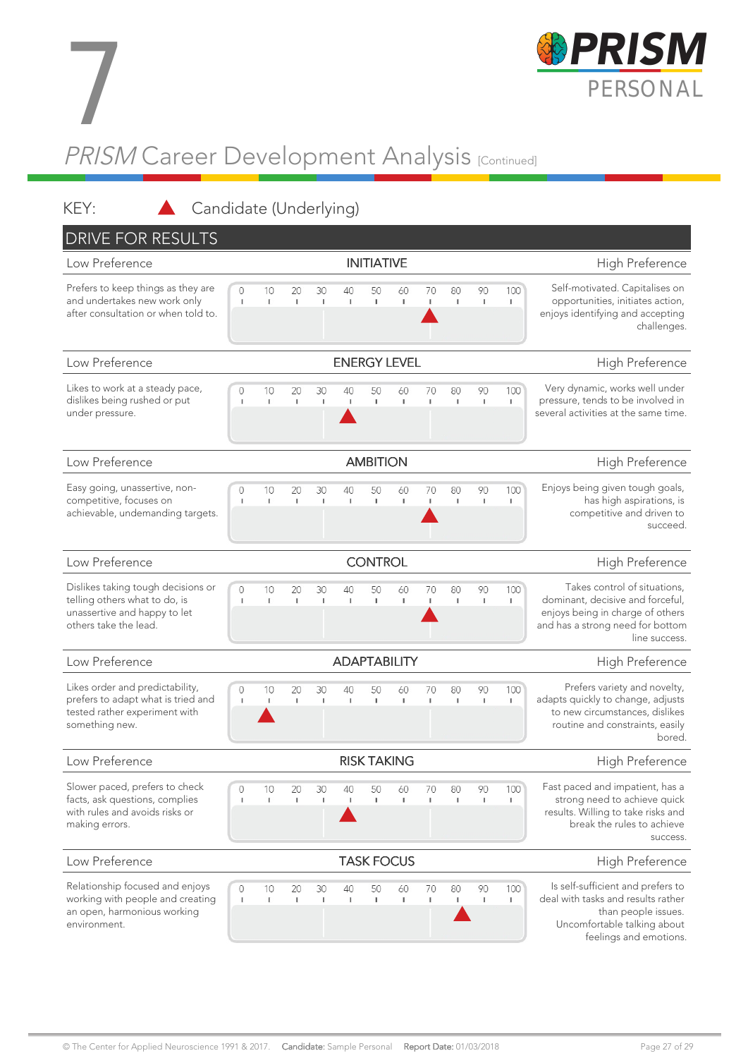# 7

## *PRISM* Career Development Analysis [Continued]

KEY: ▲ Candidate (Underlying)

## DRIVE FOR RESULTS

### INITIATIVE

| Low Preference | Scale (0–100) | High Preference |
|---|---|---|
| Prefers to keep things as they are and undertakes new work only after consultation or when told to. | ▲ at 70 | Self-motivated. Capitalises on opportunities, initiates action, enjoys identifying and accepting challenges. |

### ENERGY LEVEL

| Low Preference | Scale (0–100) | High Preference |
|---|---|---|
| Likes to work at a steady pace, dislikes being rushed or put under pressure. | ▲ at 40 | Very dynamic, works well under pressure, tends to be involved in several activities at the same time. |

### AMBITION

| Low Preference | Scale (0–100) | High Preference |
|---|---|---|
| Easy going, unassertive, non-competitive, focuses on achievable, undemanding targets. | ▲ at 70 | Enjoys being given tough goals, has high aspirations, is competitive and driven to succeed. |

### CONTROL

| Low Preference | Scale (0–100) | High Preference |
|---|---|---|
| Dislikes taking tough decisions or telling others what to do, is unassertive and happy to let others take the lead. | ▲ at 70 | Takes control of situations, dominant, decisive and forceful, enjoys being in charge of others and has a strong need for bottom line success. |

### ADAPTABILITY

| Low Preference | Scale (0–100) | High Preference |
|---|---|---|
| Likes order and predictability, prefers to adapt what is tried and tested rather than experiment with something new. | ▲ at 10 | Prefers variety and novelty, adapts quickly to change, adjusts to new circumstances, dislikes routine and constraints, easily bored. |

### RISK TAKING

| Low Preference | Scale (0–100) | High Preference |
|---|---|---|
| Slower paced, prefers to check facts, ask questions, complies with rules and avoids risks or making errors. | ▲ at 40 | Fast paced and impatient, has a strong need to achieve quick results. Willing to take risks and break the rules to achieve success. |

### TASK FOCUS

| Low Preference | Scale (0–100) | High Preference |
|---|---|---|
| Relationship focused and enjoys working with people and creating an open, harmonious working environment. | ▲ at 82 | Is self-sufficient and prefers to deal with tasks and results rather than people issues. Uncomfortable talking about feelings and emotions. |

© The Center for Applied Neuroscience 1991 & 2017. **Candidate:** Sample Personal **Report Date:** 01/03/2018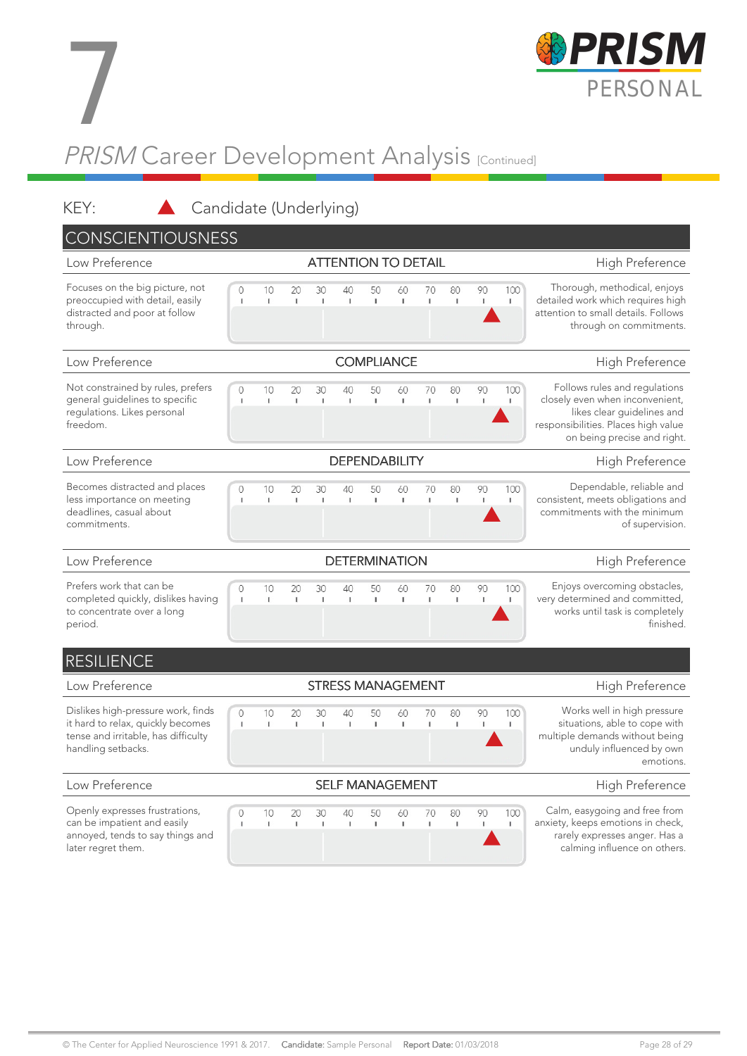# 7

## *PRISM* Career Development Analysis [Continued]

KEY: ▲ Candidate (Underlying)

## CONSCIENTIOUSNESS

| Low Preference | ATTENTION TO DETAIL | High Preference |
|---|---|---|
| Focuses on the big picture, not preoccupied with detail, easily distracted and poor at follow through. | 0 10 20 30 40 50 60 70 80 90 100 — ▲ approx. 93 | Thorough, methodical, enjoys detailed work which requires high attention to small details. Follows through on commitments. |

| Low Preference | COMPLIANCE | High Preference |
|---|---|---|
| Not constrained by rules, prefers general guidelines to specific regulations. Likes personal freedom. | 0 10 20 30 40 50 60 70 80 90 100 — ▲ approx. 96 | Follows rules and regulations closely even when inconvenient, likes clear guidelines and responsibilities. Places high value on being precise and right. |

| Low Preference | DEPENDABILITY | High Preference |
|---|---|---|
| Becomes distracted and places less importance on meeting deadlines, casual about commitments. | 0 10 20 30 40 50 60 70 80 90 100 — ▲ approx. 93 | Dependable, reliable and consistent, meets obligations and commitments with the minimum of supervision. |

| Low Preference | DETERMINATION | High Preference |
|---|---|---|
| Prefers work that can be completed quickly, dislikes having to concentrate over a long period. | 0 10 20 30 40 50 60 70 80 90 100 — ▲ approx. 96 | Enjoys overcoming obstacles, very determined and committed, works until task is completely finished. |

## RESILIENCE

| Low Preference | STRESS MANAGEMENT | High Preference |
|---|---|---|
| Dislikes high-pressure work, finds it hard to relax, quickly becomes tense and irritable, has difficulty handling setbacks. | 0 10 20 30 40 50 60 70 80 90 100 — ▲ approx. 94 | Works well in high pressure situations, able to cope with multiple demands without being unduly influenced by own emotions. |

| Low Preference | SELF MANAGEMENT | High Preference |
|---|---|---|
| Openly expresses frustrations, can be impatient and easily annoyed, tends to say things and later regret them. | 0 10 20 30 40 50 60 70 80 90 100 — ▲ approx. 93 | Calm, easygoing and free from anxiety, keeps emotions in check, rarely expresses anger. Has a calming influence on others. |

© The Center for Applied Neuroscience 1991 & 2017. **Candidate:** Sample Personal **Report Date:** 01/03/2018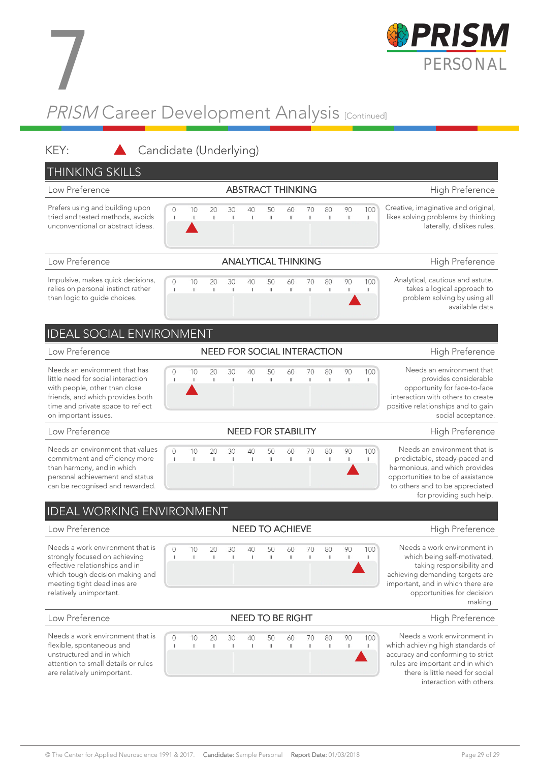# 7

# *PRISM* Career Development Analysis [Continued]

KEY: ▲ Candidate (Underlying)

## THINKING SKILLS

**ABSTRACT THINKING**

Low Preference: Prefers using and building upon tried and tested methods, avoids unconventional or abstract ideas.

0 10 20 30 40 50 60 70 80 90 100

High Preference: Creative, imaginative and original, likes solving problems by thinking laterally, dislikes rules.

**ANALYTICAL THINKING**

Low Preference: Impulsive, makes quick decisions, relies on personal instinct rather than logic to guide choices.

0 10 20 30 40 50 60 70 80 90 100

High Preference: Analytical, cautious and astute, takes a logical approach to problem solving by using all available data.

## IDEAL SOCIAL ENVIRONMENT

**NEED FOR SOCIAL INTERACTION**

Low Preference: Needs an environment that has little need for social interaction with people, other than close friends, and which provides both time and private space to reflect on important issues.

0 10 20 30 40 50 60 70 80 90 100

High Preference: Needs an environment that provides considerable opportunity for face-to-face interaction with others to create positive relationships and to gain social acceptance.

**NEED FOR STABILITY**

Low Preference: Needs an environment that values commitment and efficiency more than harmony, and in which personal achievement and status can be recognised and rewarded.

0 10 20 30 40 50 60 70 80 90 100

High Preference: Needs an environment that is predictable, steady-paced and harmonious, and which provides opportunities to be of assistance to others and to be appreciated for providing such help.

## IDEAL WORKING ENVIRONMENT

**NEED TO ACHIEVE**

Low Preference: Needs a work environment that is strongly focused on achieving effective relationships and in which tough decision making and meeting tight deadlines are relatively unimportant.

0 10 20 30 40 50 60 70 80 90 100

High Preference: Needs a work environment in which being self-motivated, taking responsibility and achieving demanding targets are important, and in which there are opportunities for decision making.

**NEED TO BE RIGHT**

Low Preference: Needs a work environment that is flexible, spontaneous and unstructured and in which attention to small details or rules are relatively unimportant.

0 10 20 30 40 50 60 70 80 90 100

High Preference: Needs a work environment in which achieving high standards of accuracy and conforming to strict rules are important and in which there is little need for social interaction with others.